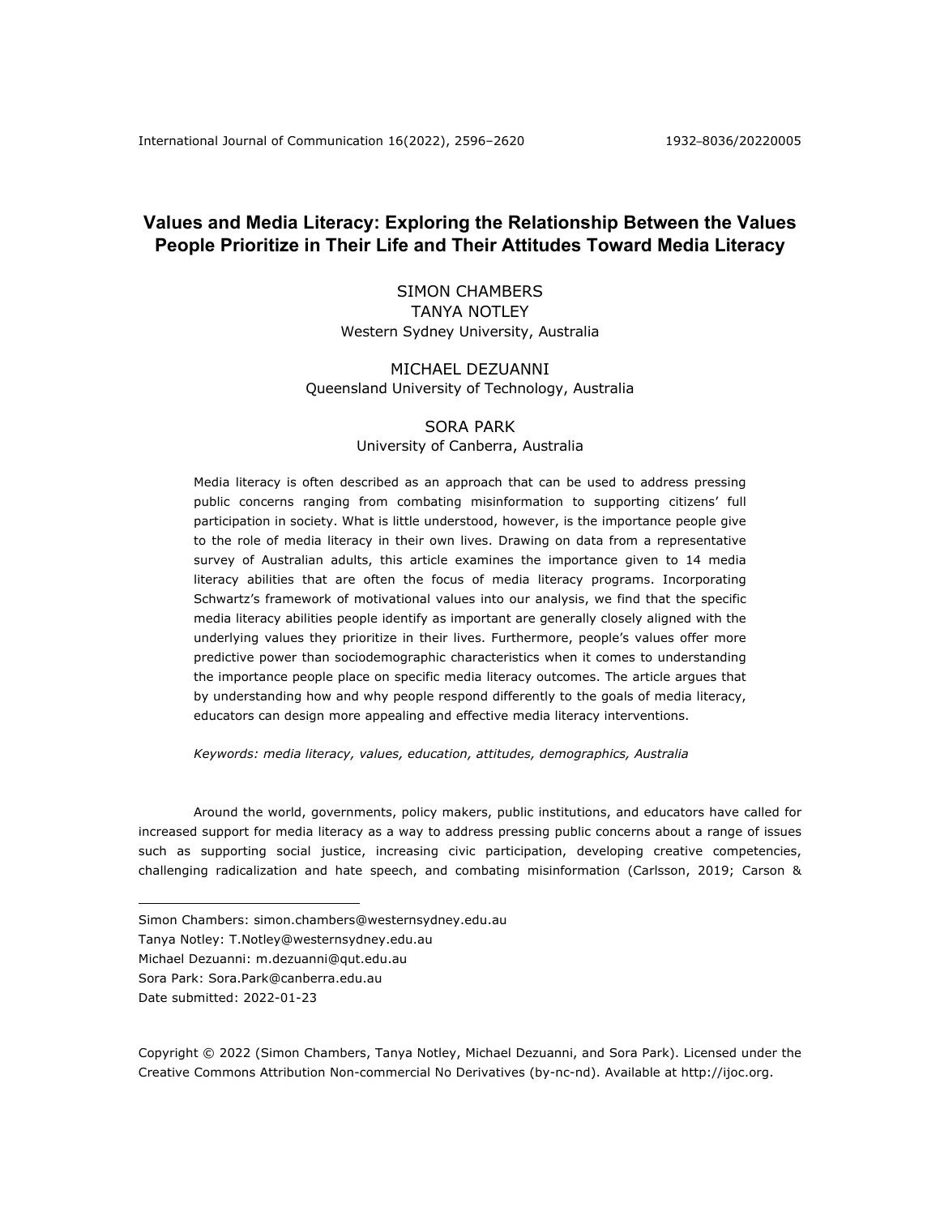# Values and Media Literacy: Exploring the Relationship Between the Values People Prioritize in Their Life and Their Attitudes Toward Media Literacy

SIMON CHAMBERS
TANYA NOTLEY
Western Sydney University, Australia

MICHAEL DEZUANNI
Queensland University of Technology, Australia

SORA PARK
University of Canberra, Australia

Media literacy is often described as an approach that can be used to address pressing public concerns ranging from combating misinformation to supporting citizens' full participation in society. What is little understood, however, is the importance people give to the role of media literacy in their own lives. Drawing on data from a representative survey of Australian adults, this article examines the importance given to 14 media literacy abilities that are often the focus of media literacy programs. Incorporating Schwartz's framework of motivational values into our analysis, we find that the specific media literacy abilities people identify as important are generally closely aligned with the underlying values they prioritize in their lives. Furthermore, people's values offer more predictive power than sociodemographic characteristics when it comes to understanding the importance people place on specific media literacy outcomes. The article argues that by understanding how and why people respond differently to the goals of media literacy, educators can design more appealing and effective media literacy interventions.

*Keywords: media literacy, values, education, attitudes, demographics, Australia*

Around the world, governments, policy makers, public institutions, and educators have called for increased support for media literacy as a way to address pressing public concerns about a range of issues such as supporting social justice, increasing civic participation, developing creative competencies, challenging radicalization and hate speech, and combating misinformation (Carlsson, 2019; Carson &

---

Simon Chambers: simon.chambers@westernsydney.edu.au
Tanya Notley: T.Notley@westernsydney.edu.au
Michael Dezuanni: m.dezuanni@qut.edu.au
Sora Park: Sora.Park@canberra.edu.au
Date submitted: 2022-01-23

Copyright © 2022 (Simon Chambers, Tanya Notley, Michael Dezuanni, and Sora Park). Licensed under the Creative Commons Attribution Non-commercial No Derivatives (by-nc-nd). Available at http://ijoc.org.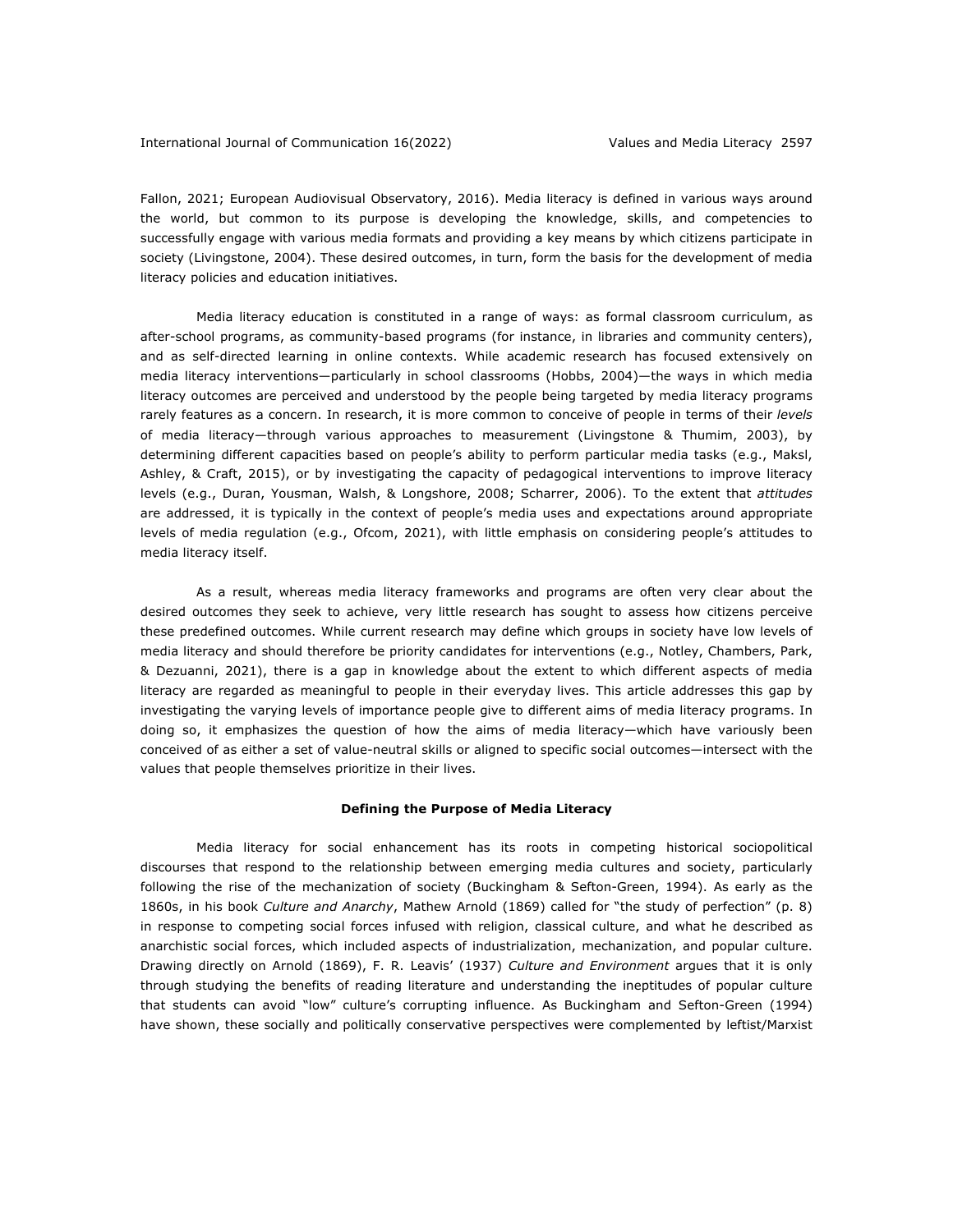Fallon, 2021; European Audiovisual Observatory, 2016). Media literacy is defined in various ways around the world, but common to its purpose is developing the knowledge, skills, and competencies to successfully engage with various media formats and providing a key means by which citizens participate in society (Livingstone, 2004). These desired outcomes, in turn, form the basis for the development of media literacy policies and education initiatives.

Media literacy education is constituted in a range of ways: as formal classroom curriculum, as after-school programs, as community-based programs (for instance, in libraries and community centers), and as self-directed learning in online contexts. While academic research has focused extensively on media literacy interventions—particularly in school classrooms (Hobbs, 2004)—the ways in which media literacy outcomes are perceived and understood by the people being targeted by media literacy programs rarely features as a concern. In research, it is more common to conceive of people in terms of their *levels* of media literacy—through various approaches to measurement (Livingstone & Thumim, 2003), by determining different capacities based on people's ability to perform particular media tasks (e.g., Maksl, Ashley, & Craft, 2015), or by investigating the capacity of pedagogical interventions to improve literacy levels (e.g., Duran, Yousman, Walsh, & Longshore, 2008; Scharrer, 2006). To the extent that *attitudes* are addressed, it is typically in the context of people's media uses and expectations around appropriate levels of media regulation (e.g., Ofcom, 2021), with little emphasis on considering people's attitudes to media literacy itself.

As a result, whereas media literacy frameworks and programs are often very clear about the desired outcomes they seek to achieve, very little research has sought to assess how citizens perceive these predefined outcomes. While current research may define which groups in society have low levels of media literacy and should therefore be priority candidates for interventions (e.g., Notley, Chambers, Park, & Dezuanni, 2021), there is a gap in knowledge about the extent to which different aspects of media literacy are regarded as meaningful to people in their everyday lives. This article addresses this gap by investigating the varying levels of importance people give to different aims of media literacy programs. In doing so, it emphasizes the question of how the aims of media literacy—which have variously been conceived of as either a set of value-neutral skills or aligned to specific social outcomes—intersect with the values that people themselves prioritize in their lives.

## Defining the Purpose of Media Literacy

Media literacy for social enhancement has its roots in competing historical sociopolitical discourses that respond to the relationship between emerging media cultures and society, particularly following the rise of the mechanization of society (Buckingham & Sefton-Green, 1994). As early as the 1860s, in his book *Culture and Anarchy*, Mathew Arnold (1869) called for "the study of perfection" (p. 8) in response to competing social forces infused with religion, classical culture, and what he described as anarchistic social forces, which included aspects of industrialization, mechanization, and popular culture. Drawing directly on Arnold (1869), F. R. Leavis' (1937) *Culture and Environment* argues that it is only through studying the benefits of reading literature and understanding the ineptitudes of popular culture that students can avoid "low" culture's corrupting influence. As Buckingham and Sefton-Green (1994) have shown, these socially and politically conservative perspectives were complemented by leftist/Marxist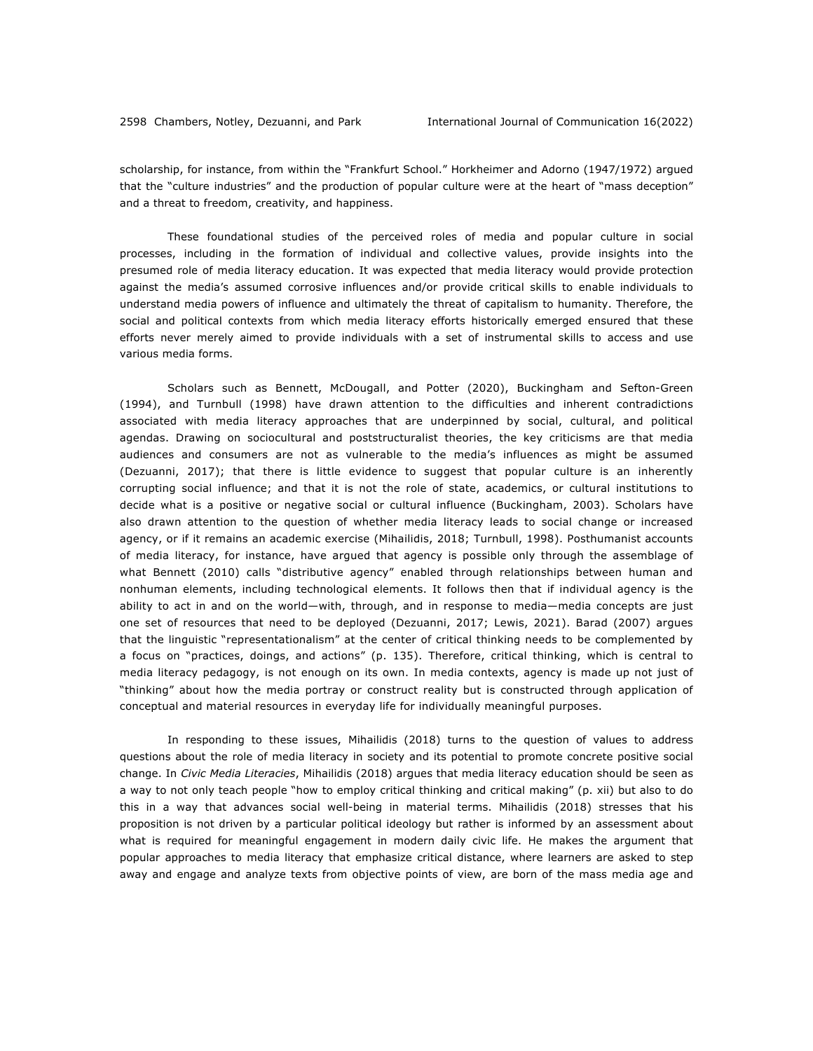scholarship, for instance, from within the "Frankfurt School." Horkheimer and Adorno (1947/1972) argued that the "culture industries" and the production of popular culture were at the heart of "mass deception" and a threat to freedom, creativity, and happiness.

These foundational studies of the perceived roles of media and popular culture in social processes, including in the formation of individual and collective values, provide insights into the presumed role of media literacy education. It was expected that media literacy would provide protection against the media's assumed corrosive influences and/or provide critical skills to enable individuals to understand media powers of influence and ultimately the threat of capitalism to humanity. Therefore, the social and political contexts from which media literacy efforts historically emerged ensured that these efforts never merely aimed to provide individuals with a set of instrumental skills to access and use various media forms.

Scholars such as Bennett, McDougall, and Potter (2020), Buckingham and Sefton-Green (1994), and Turnbull (1998) have drawn attention to the difficulties and inherent contradictions associated with media literacy approaches that are underpinned by social, cultural, and political agendas. Drawing on sociocultural and poststructuralist theories, the key criticisms are that media audiences and consumers are not as vulnerable to the media's influences as might be assumed (Dezuanni, 2017); that there is little evidence to suggest that popular culture is an inherently corrupting social influence; and that it is not the role of state, academics, or cultural institutions to decide what is a positive or negative social or cultural influence (Buckingham, 2003). Scholars have also drawn attention to the question of whether media literacy leads to social change or increased agency, or if it remains an academic exercise (Mihailidis, 2018; Turnbull, 1998). Posthumanist accounts of media literacy, for instance, have argued that agency is possible only through the assemblage of what Bennett (2010) calls "distributive agency" enabled through relationships between human and nonhuman elements, including technological elements. It follows then that if individual agency is the ability to act in and on the world—with, through, and in response to media—media concepts are just one set of resources that need to be deployed (Dezuanni, 2017; Lewis, 2021). Barad (2007) argues that the linguistic "representationalism" at the center of critical thinking needs to be complemented by a focus on "practices, doings, and actions" (p. 135). Therefore, critical thinking, which is central to media literacy pedagogy, is not enough on its own. In media contexts, agency is made up not just of "thinking" about how the media portray or construct reality but is constructed through application of conceptual and material resources in everyday life for individually meaningful purposes.

In responding to these issues, Mihailidis (2018) turns to the question of values to address questions about the role of media literacy in society and its potential to promote concrete positive social change. In *Civic Media Literacies*, Mihailidis (2018) argues that media literacy education should be seen as a way to not only teach people "how to employ critical thinking and critical making" (p. xii) but also to do this in a way that advances social well-being in material terms. Mihailidis (2018) stresses that his proposition is not driven by a particular political ideology but rather is informed by an assessment about what is required for meaningful engagement in modern daily civic life. He makes the argument that popular approaches to media literacy that emphasize critical distance, where learners are asked to step away and engage and analyze texts from objective points of view, are born of the mass media age and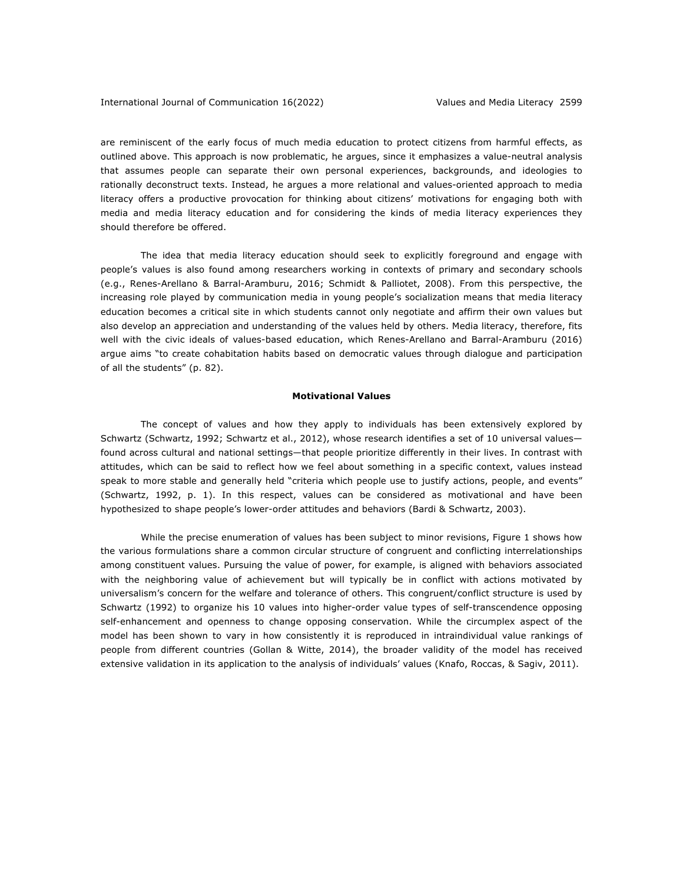are reminiscent of the early focus of much media education to protect citizens from harmful effects, as outlined above. This approach is now problematic, he argues, since it emphasizes a value-neutral analysis that assumes people can separate their own personal experiences, backgrounds, and ideologies to rationally deconstruct texts. Instead, he argues a more relational and values-oriented approach to media literacy offers a productive provocation for thinking about citizens' motivations for engaging both with media and media literacy education and for considering the kinds of media literacy experiences they should therefore be offered.

The idea that media literacy education should seek to explicitly foreground and engage with people's values is also found among researchers working in contexts of primary and secondary schools (e.g., Renes-Arellano & Barral-Aramburu, 2016; Schmidt & Palliotet, 2008). From this perspective, the increasing role played by communication media in young people's socialization means that media literacy education becomes a critical site in which students cannot only negotiate and affirm their own values but also develop an appreciation and understanding of the values held by others. Media literacy, therefore, fits well with the civic ideals of values-based education, which Renes-Arellano and Barral-Aramburu (2016) argue aims "to create cohabitation habits based on democratic values through dialogue and participation of all the students" (p. 82).

## Motivational Values

The concept of values and how they apply to individuals has been extensively explored by Schwartz (Schwartz, 1992; Schwartz et al., 2012), whose research identifies a set of 10 universal values—found across cultural and national settings—that people prioritize differently in their lives. In contrast with attitudes, which can be said to reflect how we feel about something in a specific context, values instead speak to more stable and generally held "criteria which people use to justify actions, people, and events" (Schwartz, 1992, p. 1). In this respect, values can be considered as motivational and have been hypothesized to shape people's lower-order attitudes and behaviors (Bardi & Schwartz, 2003).

While the precise enumeration of values has been subject to minor revisions, Figure 1 shows how the various formulations share a common circular structure of congruent and conflicting interrelationships among constituent values. Pursuing the value of power, for example, is aligned with behaviors associated with the neighboring value of achievement but will typically be in conflict with actions motivated by universalism's concern for the welfare and tolerance of others. This congruent/conflict structure is used by Schwartz (1992) to organize his 10 values into higher-order value types of self-transcendence opposing self-enhancement and openness to change opposing conservation. While the circumplex aspect of the model has been shown to vary in how consistently it is reproduced in intraindividual value rankings of people from different countries (Gollan & Witte, 2014), the broader validity of the model has received extensive validation in its application to the analysis of individuals' values (Knafo, Roccas, & Sagiv, 2011).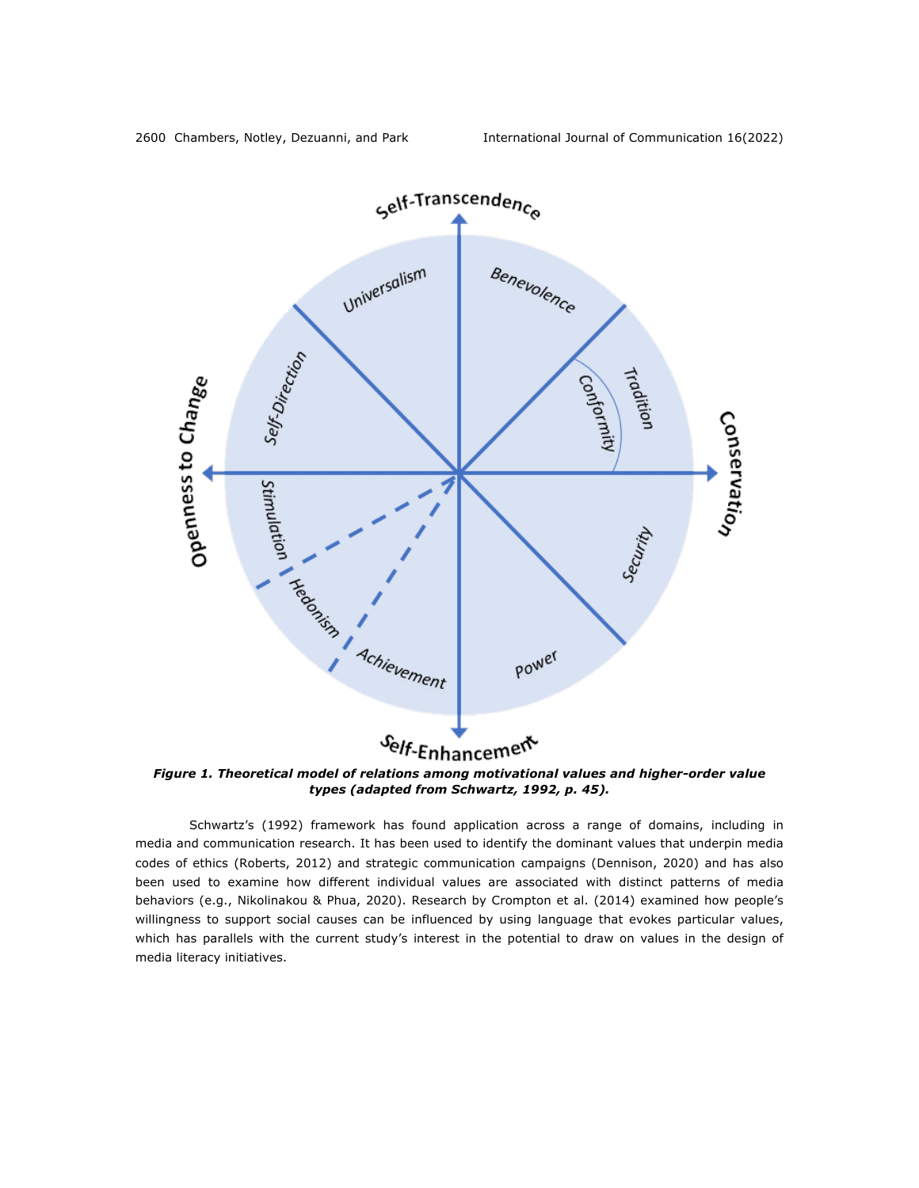***Figure 1. Theoretical model of relations among motivational values and higher-order value types (adapted from Schwartz, 1992, p. 45).***

Schwartz's (1992) framework has found application across a range of domains, including in media and communication research. It has been used to identify the dominant values that underpin media codes of ethics (Roberts, 2012) and strategic communication campaigns (Dennison, 2020) and has also been used to examine how different individual values are associated with distinct patterns of media behaviors (e.g., Nikolinakou & Phua, 2020). Research by Crompton et al. (2014) examined how people's willingness to support social causes can be influenced by using language that evokes particular values, which has parallels with the current study's interest in the potential to draw on values in the design of media literacy initiatives.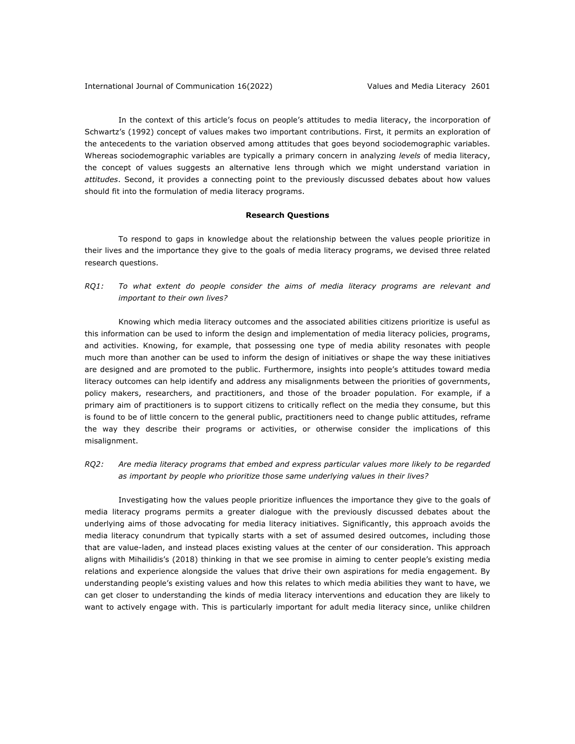In the context of this article's focus on people's attitudes to media literacy, the incorporation of Schwartz's (1992) concept of values makes two important contributions. First, it permits an exploration of the antecedents to the variation observed among attitudes that goes beyond sociodemographic variables. Whereas sociodemographic variables are typically a primary concern in analyzing *levels* of media literacy, the concept of values suggests an alternative lens through which we might understand variation in *attitudes*. Second, it provides a connecting point to the previously discussed debates about how values should fit into the formulation of media literacy programs.

## Research Questions

To respond to gaps in knowledge about the relationship between the values people prioritize in their lives and the importance they give to the goals of media literacy programs, we devised three related research questions.

*RQ1: To what extent do people consider the aims of media literacy programs are relevant and important to their own lives?*

Knowing which media literacy outcomes and the associated abilities citizens prioritize is useful as this information can be used to inform the design and implementation of media literacy policies, programs, and activities. Knowing, for example, that possessing one type of media ability resonates with people much more than another can be used to inform the design of initiatives or shape the way these initiatives are designed and are promoted to the public. Furthermore, insights into people's attitudes toward media literacy outcomes can help identify and address any misalignments between the priorities of governments, policy makers, researchers, and practitioners, and those of the broader population. For example, if a primary aim of practitioners is to support citizens to critically reflect on the media they consume, but this is found to be of little concern to the general public, practitioners need to change public attitudes, reframe the way they describe their programs or activities, or otherwise consider the implications of this misalignment.

*RQ2: Are media literacy programs that embed and express particular values more likely to be regarded as important by people who prioritize those same underlying values in their lives?*

Investigating how the values people prioritize influences the importance they give to the goals of media literacy programs permits a greater dialogue with the previously discussed debates about the underlying aims of those advocating for media literacy initiatives. Significantly, this approach avoids the media literacy conundrum that typically starts with a set of assumed desired outcomes, including those that are value-laden, and instead places existing values at the center of our consideration. This approach aligns with Mihailidis's (2018) thinking in that we see promise in aiming to center people's existing media relations and experience alongside the values that drive their own aspirations for media engagement. By understanding people's existing values and how this relates to which media abilities they want to have, we can get closer to understanding the kinds of media literacy interventions and education they are likely to want to actively engage with. This is particularly important for adult media literacy since, unlike children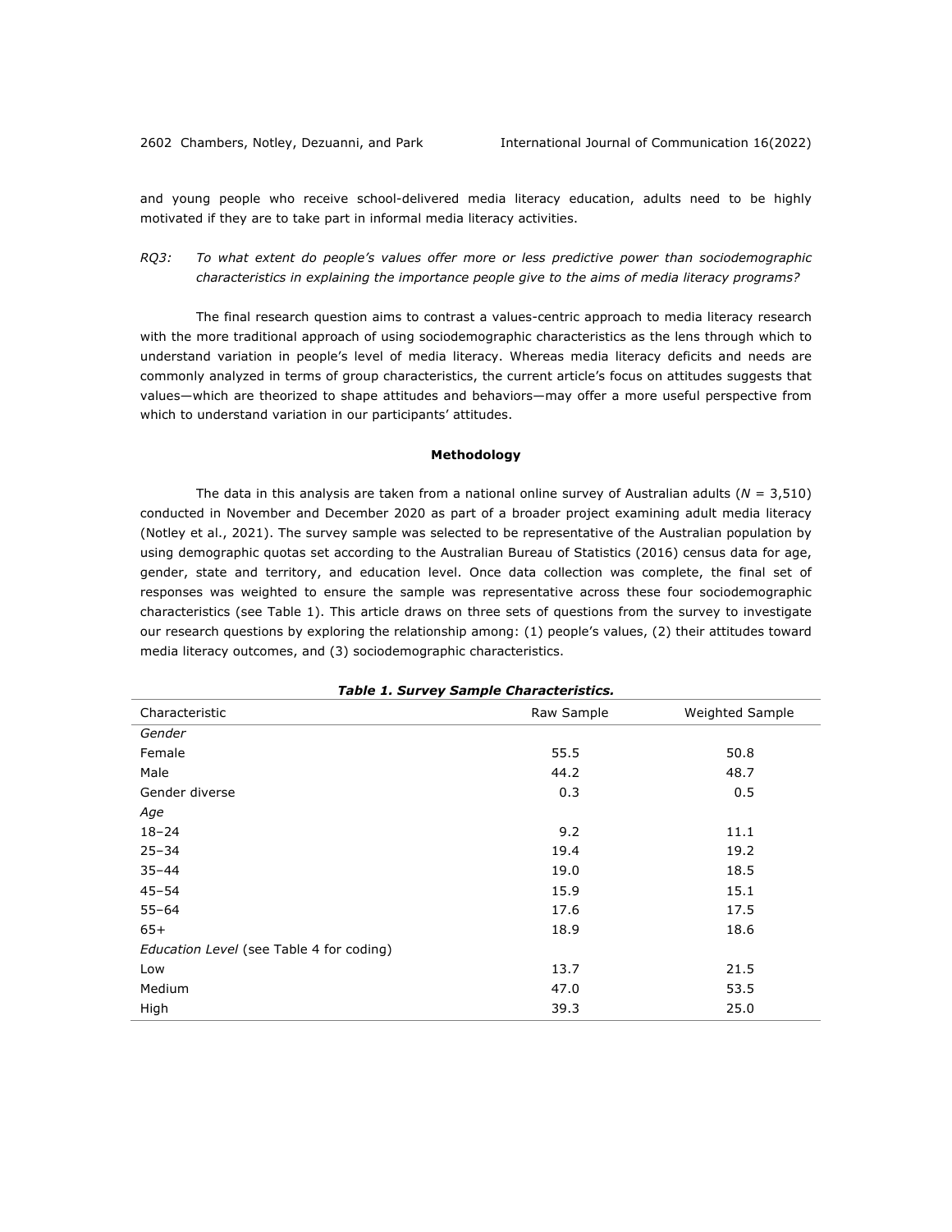and young people who receive school-delivered media literacy education, adults need to be highly motivated if they are to take part in informal media literacy activities.

*RQ3: To what extent do people's values offer more or less predictive power than sociodemographic characteristics in explaining the importance people give to the aims of media literacy programs?*

The final research question aims to contrast a values-centric approach to media literacy research with the more traditional approach of using sociodemographic characteristics as the lens through which to understand variation in people's level of media literacy. Whereas media literacy deficits and needs are commonly analyzed in terms of group characteristics, the current article's focus on attitudes suggests that values—which are theorized to shape attitudes and behaviors—may offer a more useful perspective from which to understand variation in our participants' attitudes.

## Methodology

The data in this analysis are taken from a national online survey of Australian adults (*N* = 3,510) conducted in November and December 2020 as part of a broader project examining adult media literacy (Notley et al., 2021). The survey sample was selected to be representative of the Australian population by using demographic quotas set according to the Australian Bureau of Statistics (2016) census data for age, gender, state and territory, and education level. Once data collection was complete, the final set of responses was weighted to ensure the sample was representative across these four sociodemographic characteristics (see Table 1). This article draws on three sets of questions from the survey to investigate our research questions by exploring the relationship among: (1) people's values, (2) their attitudes toward media literacy outcomes, and (3) sociodemographic characteristics.

***Table 1. Survey Sample Characteristics.***

| Characteristic | Raw Sample | Weighted Sample |
|---|---|---|
| *Gender* | | |
| Female | 55.5 | 50.8 |
| Male | 44.2 | 48.7 |
| Gender diverse | 0.3 | 0.5 |
| *Age* | | |
| 18–24 | 9.2 | 11.1 |
| 25–34 | 19.4 | 19.2 |
| 35–44 | 19.0 | 18.5 |
| 45–54 | 15.9 | 15.1 |
| 55–64 | 17.6 | 17.5 |
| 65+ | 18.9 | 18.6 |
| *Education Level* (see Table 4 for coding) | | |
| Low | 13.7 | 21.5 |
| Medium | 47.0 | 53.5 |
| High | 39.3 | 25.0 |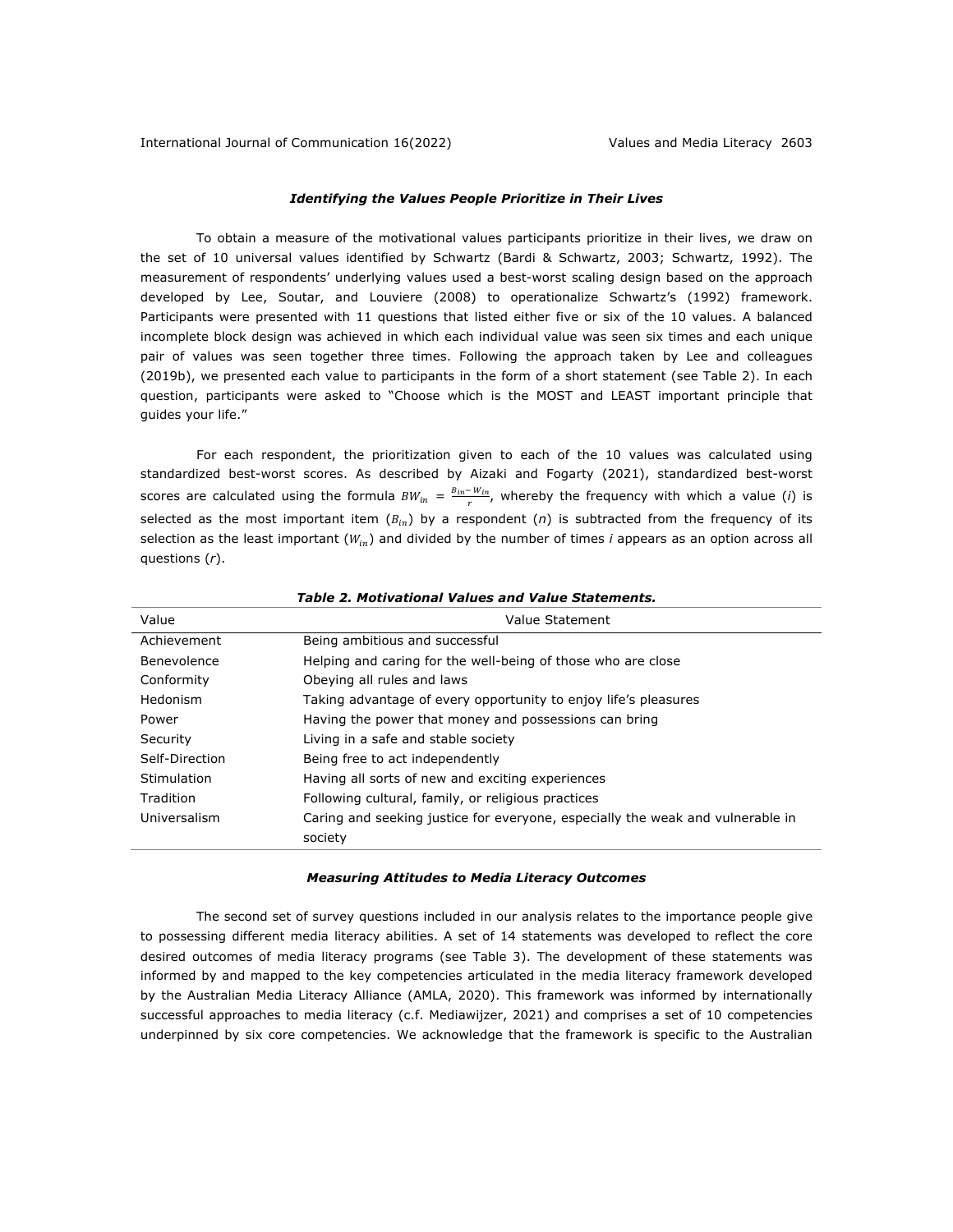### *Identifying the Values People Prioritize in Their Lives*

To obtain a measure of the motivational values participants prioritize in their lives, we draw on the set of 10 universal values identified by Schwartz (Bardi & Schwartz, 2003; Schwartz, 1992). The measurement of respondents' underlying values used a best-worst scaling design based on the approach developed by Lee, Soutar, and Louviere (2008) to operationalize Schwartz's (1992) framework. Participants were presented with 11 questions that listed either five or six of the 10 values. A balanced incomplete block design was achieved in which each individual value was seen six times and each unique pair of values was seen together three times. Following the approach taken by Lee and colleagues (2019b), we presented each value to participants in the form of a short statement (see Table 2). In each question, participants were asked to "Choose which is the MOST and LEAST important principle that guides your life."

For each respondent, the prioritization given to each of the 10 values was calculated using standardized best-worst scores. As described by Aizaki and Fogarty (2021), standardized best-worst scores are calculated using the formula $BW_{in} = \frac{B_{in} - W_{in}}{r}$, whereby the frequency with which a value ($i$) is selected as the most important item ($B_{in}$) by a respondent ($n$) is subtracted from the frequency of its selection as the least important ($W_{in}$) and divided by the number of times $i$ appears as an option across all questions ($r$).

***Table 2. Motivational Values and Value Statements.***

| Value | Value Statement |
|---|---|
| Achievement | Being ambitious and successful |
| Benevolence | Helping and caring for the well-being of those who are close |
| Conformity | Obeying all rules and laws |
| Hedonism | Taking advantage of every opportunity to enjoy life's pleasures |
| Power | Having the power that money and possessions can bring |
| Security | Living in a safe and stable society |
| Self-Direction | Being free to act independently |
| Stimulation | Having all sorts of new and exciting experiences |
| Tradition | Following cultural, family, or religious practices |
| Universalism | Caring and seeking justice for everyone, especially the weak and vulnerable in society |

### *Measuring Attitudes to Media Literacy Outcomes*

The second set of survey questions included in our analysis relates to the importance people give to possessing different media literacy abilities. A set of 14 statements was developed to reflect the core desired outcomes of media literacy programs (see Table 3). The development of these statements was informed by and mapped to the key competencies articulated in the media literacy framework developed by the Australian Media Literacy Alliance (AMLA, 2020). This framework was informed by internationally successful approaches to media literacy (c.f. Mediawijzer, 2021) and comprises a set of 10 competencies underpinned by six core competencies. We acknowledge that the framework is specific to the Australian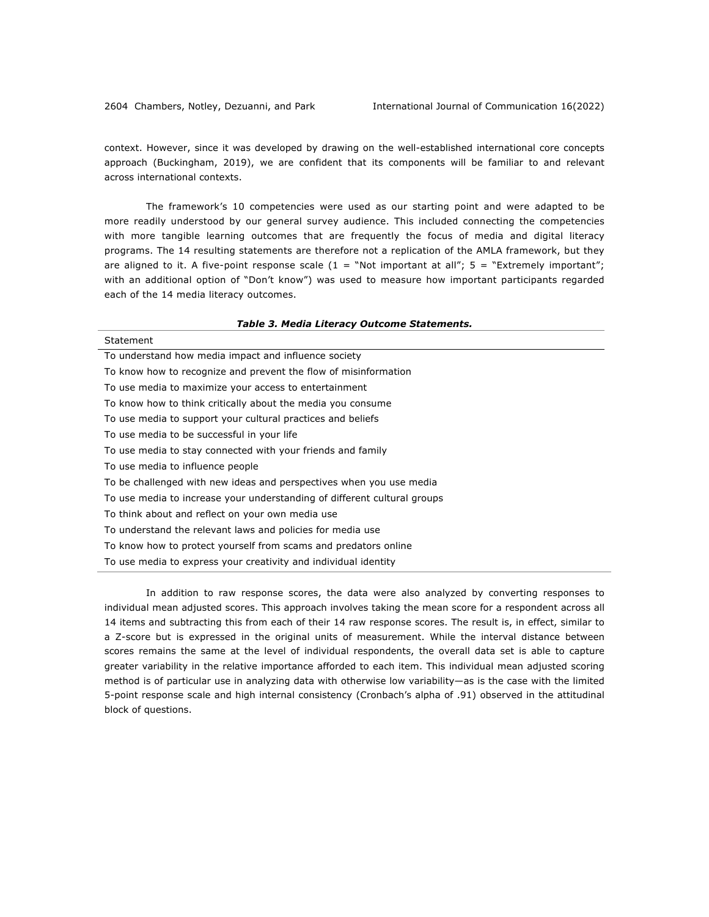context. However, since it was developed by drawing on the well-established international core concepts approach (Buckingham, 2019), we are confident that its components will be familiar to and relevant across international contexts.

The framework's 10 competencies were used as our starting point and were adapted to be more readily understood by our general survey audience. This included connecting the competencies with more tangible learning outcomes that are frequently the focus of media and digital literacy programs. The 14 resulting statements are therefore not a replication of the AMLA framework, but they are aligned to it. A five-point response scale (1 = "Not important at all"; 5 = "Extremely important"; with an additional option of "Don't know") was used to measure how important participants regarded each of the 14 media literacy outcomes.

***Table 3. Media Literacy Outcome Statements.***

| Statement |
|---|
| To understand how media impact and influence society |
| To know how to recognize and prevent the flow of misinformation |
| To use media to maximize your access to entertainment |
| To know how to think critically about the media you consume |
| To use media to support your cultural practices and beliefs |
| To use media to be successful in your life |
| To use media to stay connected with your friends and family |
| To use media to influence people |
| To be challenged with new ideas and perspectives when you use media |
| To use media to increase your understanding of different cultural groups |
| To think about and reflect on your own media use |
| To understand the relevant laws and policies for media use |
| To know how to protect yourself from scams and predators online |
| To use media to express your creativity and individual identity |

In addition to raw response scores, the data were also analyzed by converting responses to individual mean adjusted scores. This approach involves taking the mean score for a respondent across all 14 items and subtracting this from each of their 14 raw response scores. The result is, in effect, similar to a Z-score but is expressed in the original units of measurement. While the interval distance between scores remains the same at the level of individual respondents, the overall data set is able to capture greater variability in the relative importance afforded to each item. This individual mean adjusted scoring method is of particular use in analyzing data with otherwise low variability—as is the case with the limited 5-point response scale and high internal consistency (Cronbach's alpha of .91) observed in the attitudinal block of questions.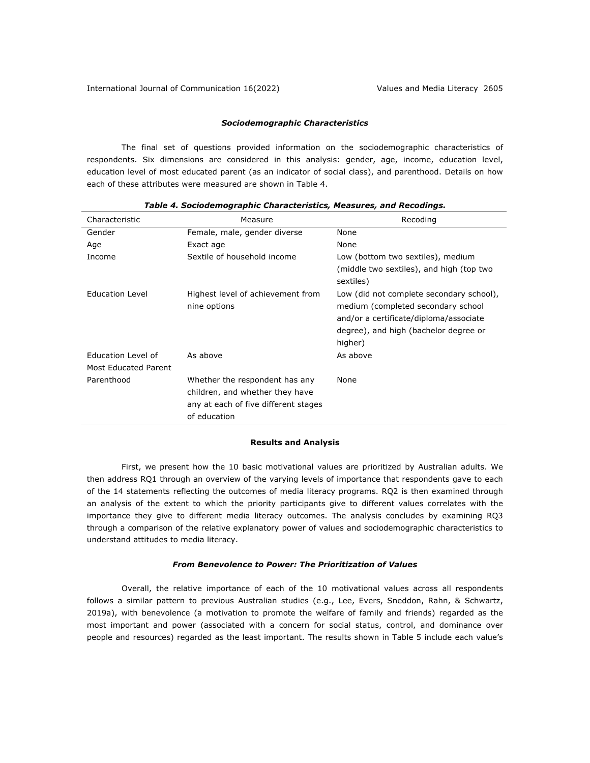### *Sociodemographic Characteristics*

The final set of questions provided information on the sociodemographic characteristics of respondents. Six dimensions are considered in this analysis: gender, age, income, education level, education level of most educated parent (as an indicator of social class), and parenthood. Details on how each of these attributes were measured are shown in Table 4.

***Table 4. Sociodemographic Characteristics, Measures, and Recodings.***

| Characteristic | Measure | Recoding |
|---|---|---|
| Gender | Female, male, gender diverse | None |
| Age | Exact age | None |
| Income | Sextile of household income | Low (bottom two sextiles), medium (middle two sextiles), and high (top two sextiles) |
| Education Level | Highest level of achievement from nine options | Low (did not complete secondary school), medium (completed secondary school and/or a certificate/diploma/associate degree), and high (bachelor degree or higher) |
| Education Level of Most Educated Parent | As above | As above |
| Parenthood | Whether the respondent has any children, and whether they have any at each of five different stages of education | None |

## Results and Analysis

First, we present how the 10 basic motivational values are prioritized by Australian adults. We then address RQ1 through an overview of the varying levels of importance that respondents gave to each of the 14 statements reflecting the outcomes of media literacy programs. RQ2 is then examined through an analysis of the extent to which the priority participants give to different values correlates with the importance they give to different media literacy outcomes. The analysis concludes by examining RQ3 through a comparison of the relative explanatory power of values and sociodemographic characteristics to understand attitudes to media literacy.

### *From Benevolence to Power: The Prioritization of Values*

Overall, the relative importance of each of the 10 motivational values across all respondents follows a similar pattern to previous Australian studies (e.g., Lee, Evers, Sneddon, Rahn, & Schwartz, 2019a), with benevolence (a motivation to promote the welfare of family and friends) regarded as the most important and power (associated with a concern for social status, control, and dominance over people and resources) regarded as the least important. The results shown in Table 5 include each value's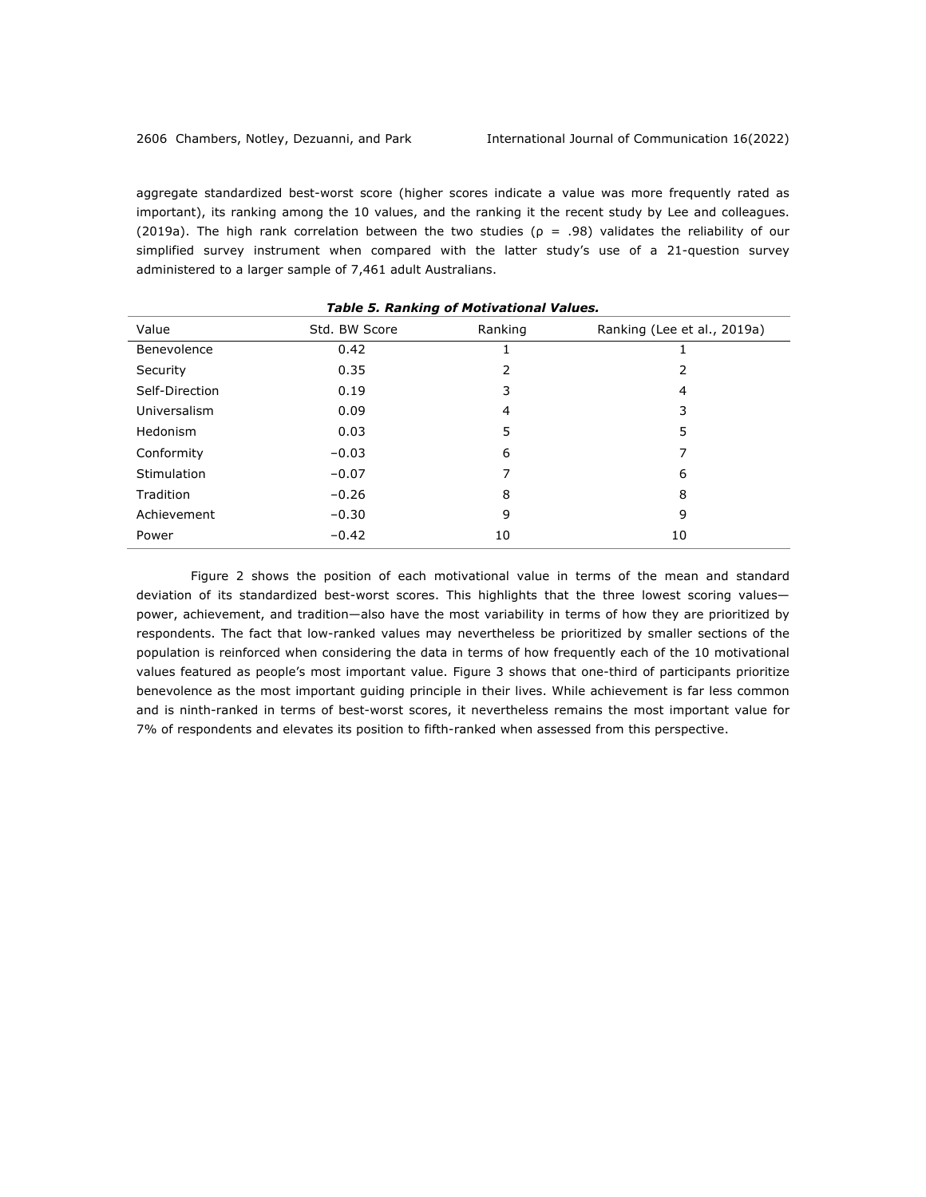aggregate standardized best-worst score (higher scores indicate a value was more frequently rated as important), its ranking among the 10 values, and the ranking it the recent study by Lee and colleagues. (2019a). The high rank correlation between the two studies ($\rho$ = .98) validates the reliability of our simplified survey instrument when compared with the latter study's use of a 21-question survey administered to a larger sample of 7,461 adult Australians.

***Table 5. Ranking of Motivational Values.***

| Value | Std. BW Score | Ranking | Ranking (Lee et al., 2019a) |
|---|---|---|---|
| Benevolence | 0.42 | 1 | 1 |
| Security | 0.35 | 2 | 2 |
| Self-Direction | 0.19 | 3 | 4 |
| Universalism | 0.09 | 4 | 3 |
| Hedonism | 0.03 | 5 | 5 |
| Conformity | −0.03 | 6 | 7 |
| Stimulation | −0.07 | 7 | 6 |
| Tradition | −0.26 | 8 | 8 |
| Achievement | −0.30 | 9 | 9 |
| Power | −0.42 | 10 | 10 |

Figure 2 shows the position of each motivational value in terms of the mean and standard deviation of its standardized best-worst scores. This highlights that the three lowest scoring values—power, achievement, and tradition—also have the most variability in terms of how they are prioritized by respondents. The fact that low-ranked values may nevertheless be prioritized by smaller sections of the population is reinforced when considering the data in terms of how frequently each of the 10 motivational values featured as people's most important value. Figure 3 shows that one-third of participants prioritize benevolence as the most important guiding principle in their lives. While achievement is far less common and is ninth-ranked in terms of best-worst scores, it nevertheless remains the most important value for 7% of respondents and elevates its position to fifth-ranked when assessed from this perspective.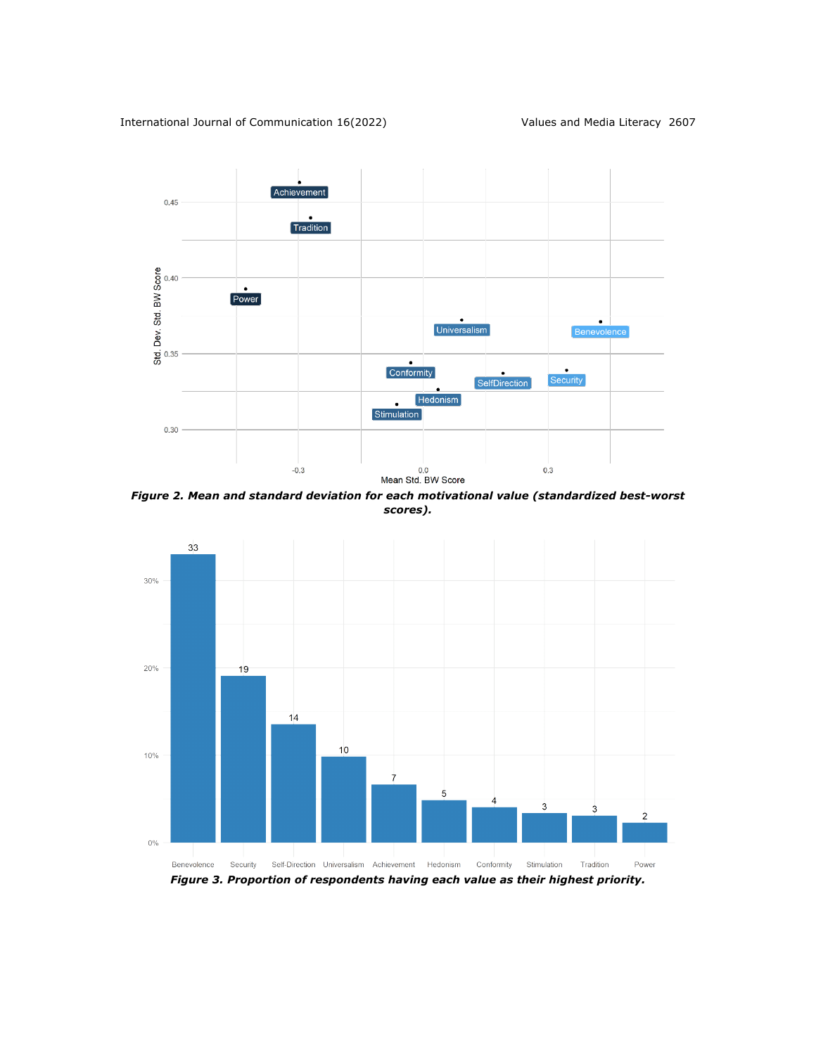*Figure 2. Mean and standard deviation for each motivational value (standardized best-worst scores).*

*Figure 3. Proportion of respondents having each value as their highest priority.*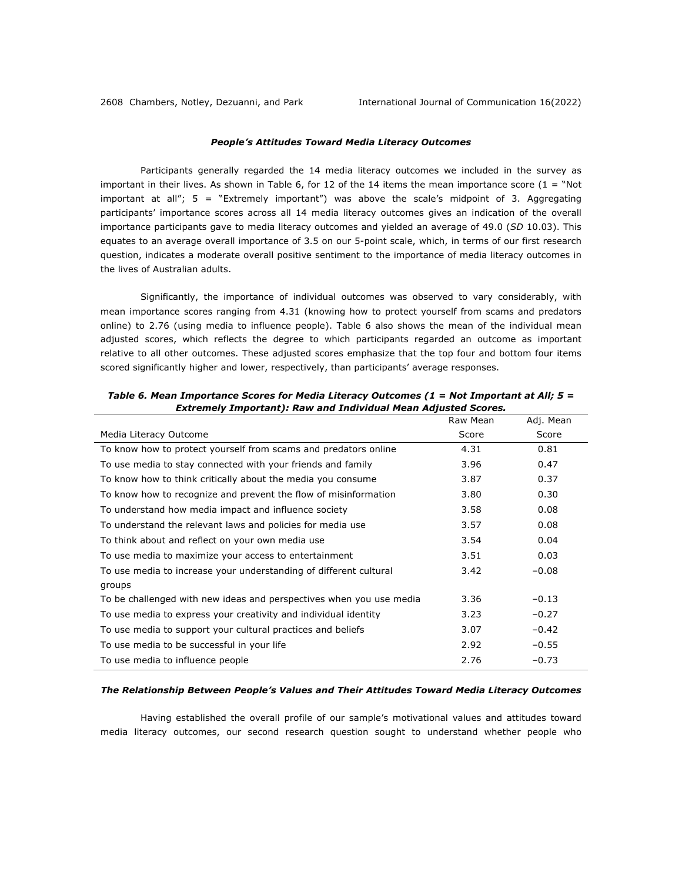### *People's Attitudes Toward Media Literacy Outcomes*

Participants generally regarded the 14 media literacy outcomes we included in the survey as important in their lives. As shown in Table 6, for 12 of the 14 items the mean importance score (1 = "Not important at all"; 5 = "Extremely important") was above the scale's midpoint of 3. Aggregating participants' importance scores across all 14 media literacy outcomes gives an indication of the overall importance participants gave to media literacy outcomes and yielded an average of 49.0 (*SD* 10.03). This equates to an average overall importance of 3.5 on our 5-point scale, which, in terms of our first research question, indicates a moderate overall positive sentiment to the importance of media literacy outcomes in the lives of Australian adults.

Significantly, the importance of individual outcomes was observed to vary considerably, with mean importance scores ranging from 4.31 (knowing how to protect yourself from scams and predators online) to 2.76 (using media to influence people). Table 6 also shows the mean of the individual mean adjusted scores, which reflects the degree to which participants regarded an outcome as important relative to all other outcomes. These adjusted scores emphasize that the top four and bottom four items scored significantly higher and lower, respectively, than participants' average responses.

***Table 6. Mean Importance Scores for Media Literacy Outcomes (1 = Not Important at All; 5 = Extremely Important): Raw and Individual Mean Adjusted Scores.***

| Media Literacy Outcome | Raw Mean Score | Adj. Mean Score |
|---|---|---|
| To know how to protect yourself from scams and predators online | 4.31 | 0.81 |
| To use media to stay connected with your friends and family | 3.96 | 0.47 |
| To know how to think critically about the media you consume | 3.87 | 0.37 |
| To know how to recognize and prevent the flow of misinformation | 3.80 | 0.30 |
| To understand how media impact and influence society | 3.58 | 0.08 |
| To understand the relevant laws and policies for media use | 3.57 | 0.08 |
| To think about and reflect on your own media use | 3.54 | 0.04 |
| To use media to maximize your access to entertainment | 3.51 | 0.03 |
| To use media to increase your understanding of different cultural groups | 3.42 | −0.08 |
| To be challenged with new ideas and perspectives when you use media | 3.36 | −0.13 |
| To use media to express your creativity and individual identity | 3.23 | −0.27 |
| To use media to support your cultural practices and beliefs | 3.07 | −0.42 |
| To use media to be successful in your life | 2.92 | −0.55 |
| To use media to influence people | 2.76 | −0.73 |

### *The Relationship Between People's Values and Their Attitudes Toward Media Literacy Outcomes*

Having established the overall profile of our sample's motivational values and attitudes toward media literacy outcomes, our second research question sought to understand whether people who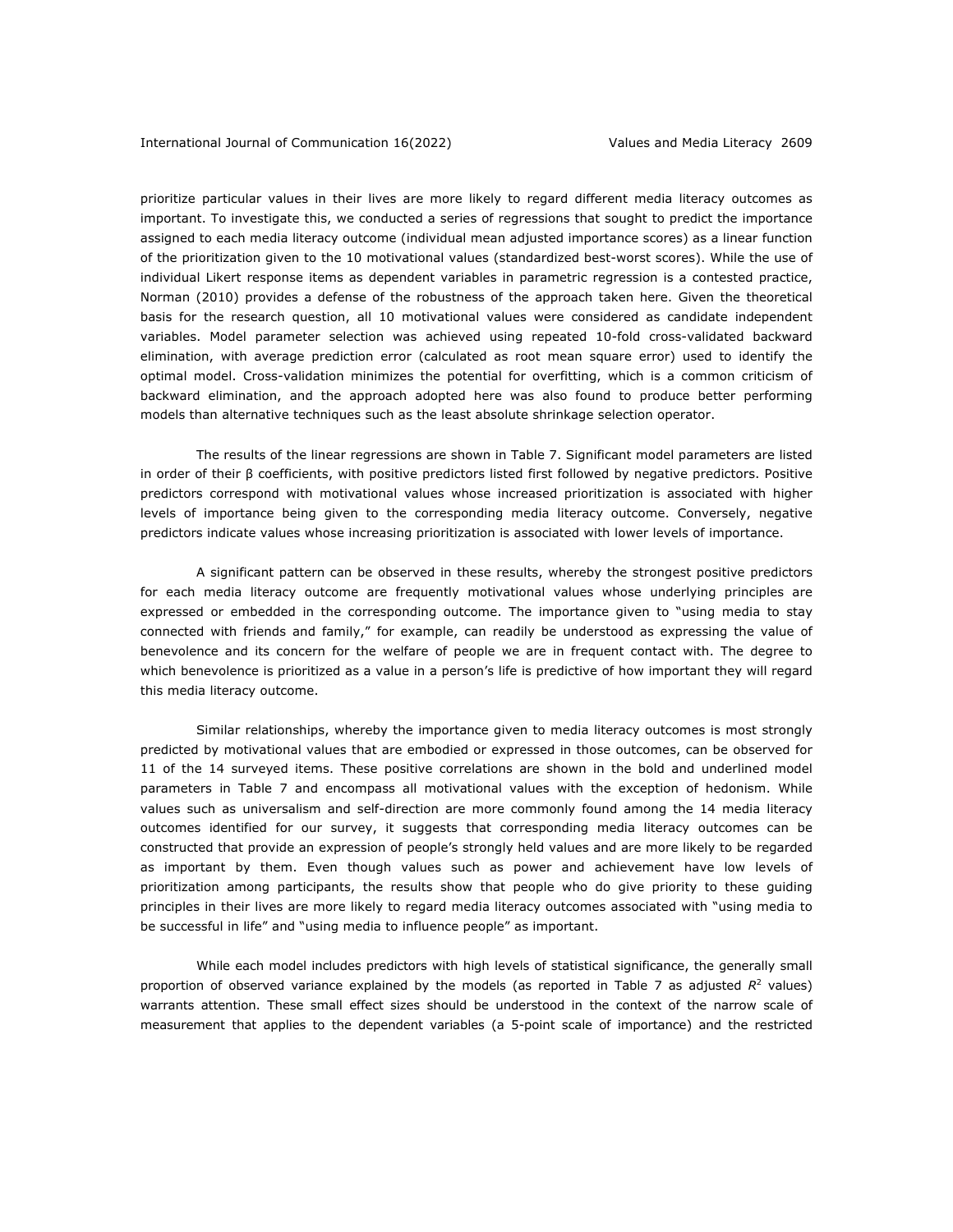prioritize particular values in their lives are more likely to regard different media literacy outcomes as important. To investigate this, we conducted a series of regressions that sought to predict the importance assigned to each media literacy outcome (individual mean adjusted importance scores) as a linear function of the prioritization given to the 10 motivational values (standardized best-worst scores). While the use of individual Likert response items as dependent variables in parametric regression is a contested practice, Norman (2010) provides a defense of the robustness of the approach taken here. Given the theoretical basis for the research question, all 10 motivational values were considered as candidate independent variables. Model parameter selection was achieved using repeated 10-fold cross-validated backward elimination, with average prediction error (calculated as root mean square error) used to identify the optimal model. Cross-validation minimizes the potential for overfitting, which is a common criticism of backward elimination, and the approach adopted here was also found to produce better performing models than alternative techniques such as the least absolute shrinkage selection operator.

The results of the linear regressions are shown in Table 7. Significant model parameters are listed in order of their β coefficients, with positive predictors listed first followed by negative predictors. Positive predictors correspond with motivational values whose increased prioritization is associated with higher levels of importance being given to the corresponding media literacy outcome. Conversely, negative predictors indicate values whose increasing prioritization is associated with lower levels of importance.

A significant pattern can be observed in these results, whereby the strongest positive predictors for each media literacy outcome are frequently motivational values whose underlying principles are expressed or embedded in the corresponding outcome. The importance given to "using media to stay connected with friends and family," for example, can readily be understood as expressing the value of benevolence and its concern for the welfare of people we are in frequent contact with. The degree to which benevolence is prioritized as a value in a person's life is predictive of how important they will regard this media literacy outcome.

Similar relationships, whereby the importance given to media literacy outcomes is most strongly predicted by motivational values that are embodied or expressed in those outcomes, can be observed for 11 of the 14 surveyed items. These positive correlations are shown in the bold and underlined model parameters in Table 7 and encompass all motivational values with the exception of hedonism. While values such as universalism and self-direction are more commonly found among the 14 media literacy outcomes identified for our survey, it suggests that corresponding media literacy outcomes can be constructed that provide an expression of people's strongly held values and are more likely to be regarded as important by them. Even though values such as power and achievement have low levels of prioritization among participants, the results show that people who do give priority to these guiding principles in their lives are more likely to regard media literacy outcomes associated with "using media to be successful in life" and "using media to influence people" as important.

While each model includes predictors with high levels of statistical significance, the generally small proportion of observed variance explained by the models (as reported in Table 7 as adjusted $R^2$ values) warrants attention. These small effect sizes should be understood in the context of the narrow scale of measurement that applies to the dependent variables (a 5-point scale of importance) and the restricted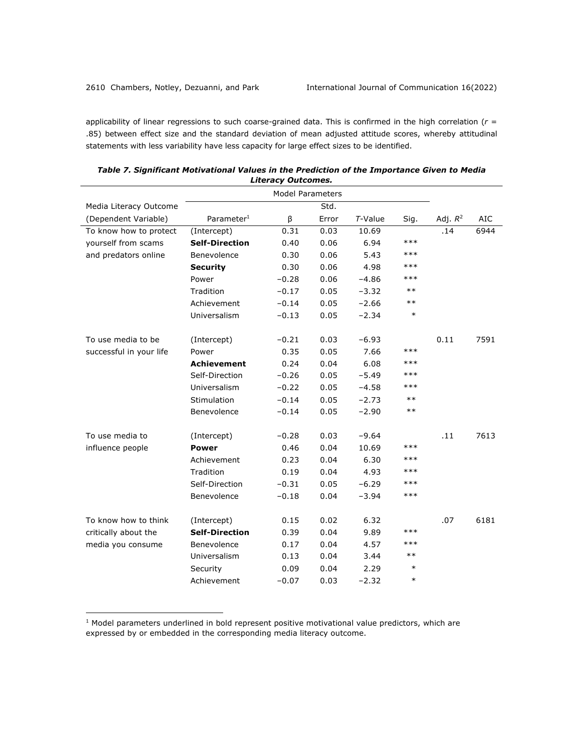applicability of linear regressions to such coarse-grained data. This is confirmed in the high correlation ($r$ = .85) between effect size and the standard deviation of mean adjusted attitude scores, whereby attitudinal statements with less variability have less capacity for large effect sizes to be identified.

***Table 7. Significant Motivational Values in the Prediction of the Importance Given to Media Literacy Outcomes.***

| Media Literacy Outcome (Dependent Variable) | Model Parameters | | | | | Adj. $R^2$ | AIC |
|---|---|---|---|---|---|---|---|
| | Parameter[1] | β | Std. Error | *T*-Value | Sig. | | |
| To know how to protect yourself from scams and predators online | (Intercept) | 0.31 | 0.03 | 10.69 | | .14 | 6944 |
| | **Self-Direction** | 0.40 | 0.06 | 6.94 | *** | | |
| | Benevolence | 0.30 | 0.06 | 5.43 | *** | | |
| | **Security** | 0.30 | 0.06 | 4.98 | *** | | |
| | Power | −0.28 | 0.06 | −4.86 | *** | | |
| | Tradition | −0.17 | 0.05 | −3.32 | ** | | |
| | Achievement | −0.14 | 0.05 | −2.66 | ** | | |
| | Universalism | −0.13 | 0.05 | −2.34 | * | | |
| To use media to be successful in your life | (Intercept) | −0.21 | 0.03 | −6.93 | | 0.11 | 7591 |
| | Power | 0.35 | 0.05 | 7.66 | *** | | |
| | **Achievement** | 0.24 | 0.04 | 6.08 | *** | | |
| | Self-Direction | −0.26 | 0.05 | −5.49 | *** | | |
| | Universalism | −0.22 | 0.05 | −4.58 | *** | | |
| | Stimulation | −0.14 | 0.05 | −2.73 | ** | | |
| | Benevolence | −0.14 | 0.05 | −2.90 | ** | | |
| To use media to influence people | (Intercept) | −0.28 | 0.03 | −9.64 | | .11 | 7613 |
| | **Power** | 0.46 | 0.04 | 10.69 | *** | | |
| | Achievement | 0.23 | 0.04 | 6.30 | *** | | |
| | Tradition | 0.19 | 0.04 | 4.93 | *** | | |
| | Self-Direction | −0.31 | 0.05 | −6.29 | *** | | |
| | Benevolence | −0.18 | 0.04 | −3.94 | *** | | |
| To know how to think critically about the media you consume | (Intercept) | 0.15 | 0.02 | 6.32 | | .07 | 6181 |
| | **Self-Direction** | 0.39 | 0.04 | 9.89 | *** | | |
| | Benevolence | 0.17 | 0.04 | 4.57 | *** | | |
| | Universalism | 0.13 | 0.04 | 3.44 | ** | | |
| | Security | 0.09 | 0.04 | 2.29 | * | | |
| | Achievement | −0.07 | 0.03 | −2.32 | * | | |

[1] Model parameters underlined in bold represent positive motivational value predictors, which are expressed by or embedded in the corresponding media literacy outcome.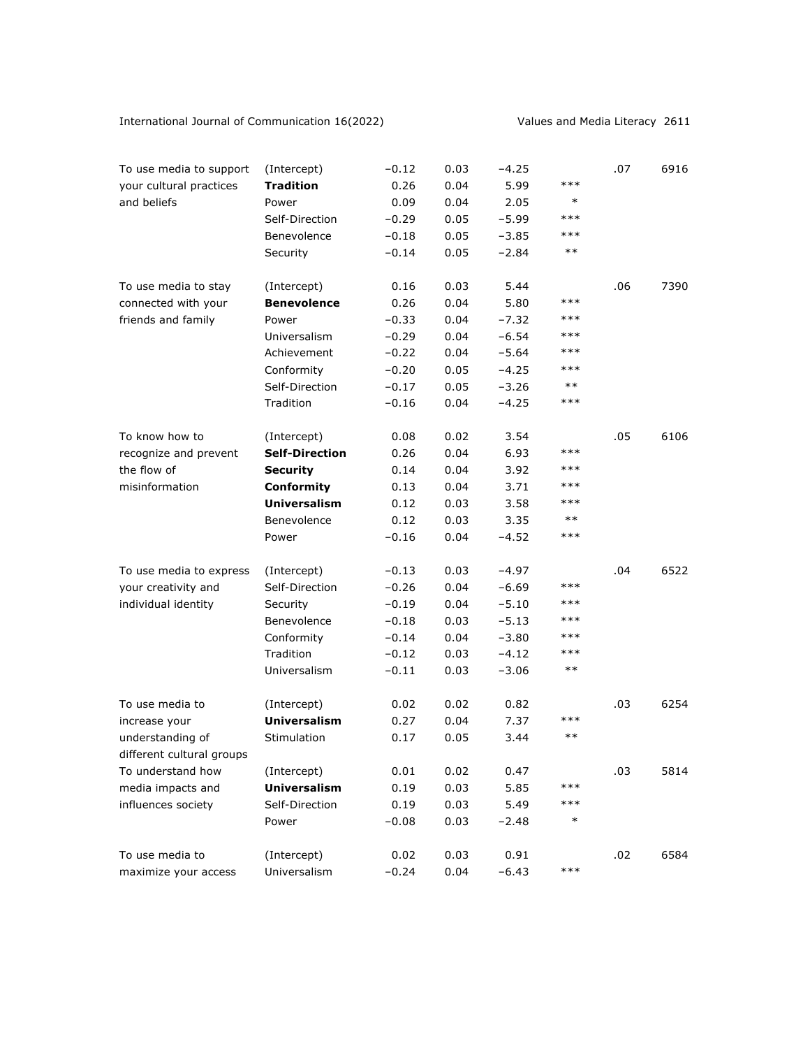| | | | | | | | |
|---|---|---|---|---|---|---|---|
| To use media to support your cultural practices and beliefs | (Intercept) | −0.12 | 0.03 | −4.25 | | .07 | 6916 |
| | **Tradition** | 0.26 | 0.04 | 5.99 | *** | | |
| | Power | 0.09 | 0.04 | 2.05 | * | | |
| | Self-Direction | −0.29 | 0.05 | −5.99 | *** | | |
| | Benevolence | −0.18 | 0.05 | −3.85 | *** | | |
| | Security | −0.14 | 0.05 | −2.84 | ** | | |
| To use media to stay connected with your friends and family | (Intercept) | 0.16 | 0.03 | 5.44 | | .06 | 7390 |
| | **Benevolence** | 0.26 | 0.04 | 5.80 | *** | | |
| | Power | −0.33 | 0.04 | −7.32 | *** | | |
| | Universalism | −0.29 | 0.04 | −6.54 | *** | | |
| | Achievement | −0.22 | 0.04 | −5.64 | *** | | |
| | Conformity | −0.20 | 0.05 | −4.25 | *** | | |
| | Self-Direction | −0.17 | 0.05 | −3.26 | ** | | |
| | Tradition | −0.16 | 0.04 | −4.25 | *** | | |
| To know how to recognize and prevent the flow of misinformation | (Intercept) | 0.08 | 0.02 | 3.54 | | .05 | 6106 |
| | **Self-Direction** | 0.26 | 0.04 | 6.93 | *** | | |
| | **Security** | 0.14 | 0.04 | 3.92 | *** | | |
| | **Conformity** | 0.13 | 0.04 | 3.71 | *** | | |
| | **Universalism** | 0.12 | 0.03 | 3.58 | *** | | |
| | Benevolence | 0.12 | 0.03 | 3.35 | ** | | |
| | Power | −0.16 | 0.04 | −4.52 | *** | | |
| To use media to express your creativity and individual identity | (Intercept) | −0.13 | 0.03 | −4.97 | | .04 | 6522 |
| | Self-Direction | −0.26 | 0.04 | −6.69 | *** | | |
| | Security | −0.19 | 0.04 | −5.10 | *** | | |
| | Benevolence | −0.18 | 0.03 | −5.13 | *** | | |
| | Conformity | −0.14 | 0.04 | −3.80 | *** | | |
| | Tradition | −0.12 | 0.03 | −4.12 | *** | | |
| | Universalism | −0.11 | 0.03 | −3.06 | ** | | |
| To use media to increase your understanding of different cultural groups | (Intercept) | 0.02 | 0.02 | 0.82 | | .03 | 6254 |
| | **Universalism** | 0.27 | 0.04 | 7.37 | *** | | |
| | Stimulation | 0.17 | 0.05 | 3.44 | ** | | |
| To understand how media impacts and influences society | (Intercept) | 0.01 | 0.02 | 0.47 | | .03 | 5814 |
| | **Universalism** | 0.19 | 0.03 | 5.85 | *** | | |
| | Self-Direction | 0.19 | 0.03 | 5.49 | *** | | |
| | Power | −0.08 | 0.03 | −2.48 | * | | |
| To use media to maximize your access | (Intercept) | 0.02 | 0.03 | 0.91 | | .02 | 6584 |
| | Universalism | −0.24 | 0.04 | −6.43 | *** | | |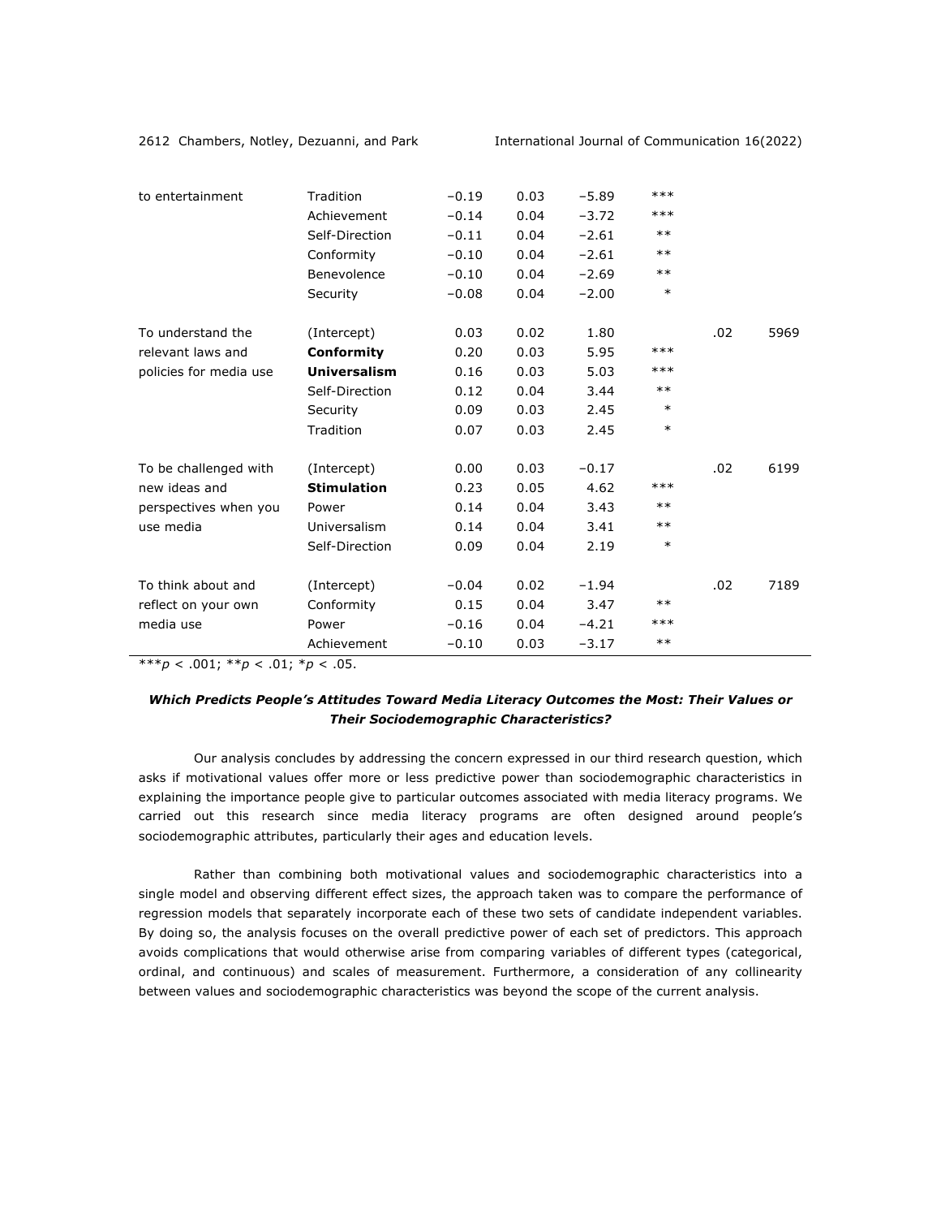| | | | | | | | |
|---|---|---|---|---|---|---|---|
| to entertainment | Tradition | −0.19 | 0.03 | −5.89 | *** | | |
| | Achievement | −0.14 | 0.04 | −3.72 | *** | | |
| | Self-Direction | −0.11 | 0.04 | −2.61 | ** | | |
| | Conformity | −0.10 | 0.04 | −2.61 | ** | | |
| | Benevolence | −0.10 | 0.04 | −2.69 | ** | | |
| | Security | −0.08 | 0.04 | −2.00 | * | | |
| To understand the relevant laws and policies for media use | (Intercept) | 0.03 | 0.02 | 1.80 | | .02 | 5969 |
| | **Conformity** | 0.20 | 0.03 | 5.95 | *** | | |
| | **Universalism** | 0.16 | 0.03 | 5.03 | *** | | |
| | Self-Direction | 0.12 | 0.04 | 3.44 | ** | | |
| | Security | 0.09 | 0.03 | 2.45 | * | | |
| | Tradition | 0.07 | 0.03 | 2.45 | * | | |
| To be challenged with new ideas and perspectives when you use media | (Intercept) | 0.00 | 0.03 | −0.17 | | .02 | 6199 |
| | **Stimulation** | 0.23 | 0.05 | 4.62 | *** | | |
| | Power | 0.14 | 0.04 | 3.43 | ** | | |
| | Universalism | 0.14 | 0.04 | 3.41 | ** | | |
| | Self-Direction | 0.09 | 0.04 | 2.19 | * | | |
| To think about and reflect on your own media use | (Intercept) | −0.04 | 0.02 | −1.94 | | .02 | 7189 |
| | Conformity | 0.15 | 0.04 | 3.47 | ** | | |
| | Power | −0.16 | 0.04 | −4.21 | *** | | |
| | Achievement | −0.10 | 0.03 | −3.17 | ** | | |

***$p < .001$; **$p < .01$; *$p < .05$.

### *Which Predicts People's Attitudes Toward Media Literacy Outcomes the Most: Their Values or Their Sociodemographic Characteristics?*

Our analysis concludes by addressing the concern expressed in our third research question, which asks if motivational values offer more or less predictive power than sociodemographic characteristics in explaining the importance people give to particular outcomes associated with media literacy programs. We carried out this research since media literacy programs are often designed around people's sociodemographic attributes, particularly their ages and education levels.

Rather than combining both motivational values and sociodemographic characteristics into a single model and observing different effect sizes, the approach taken was to compare the performance of regression models that separately incorporate each of these two sets of candidate independent variables. By doing so, the analysis focuses on the overall predictive power of each set of predictors. This approach avoids complications that would otherwise arise from comparing variables of different types (categorical, ordinal, and continuous) and scales of measurement. Furthermore, a consideration of any collinearity between values and sociodemographic characteristics was beyond the scope of the current analysis.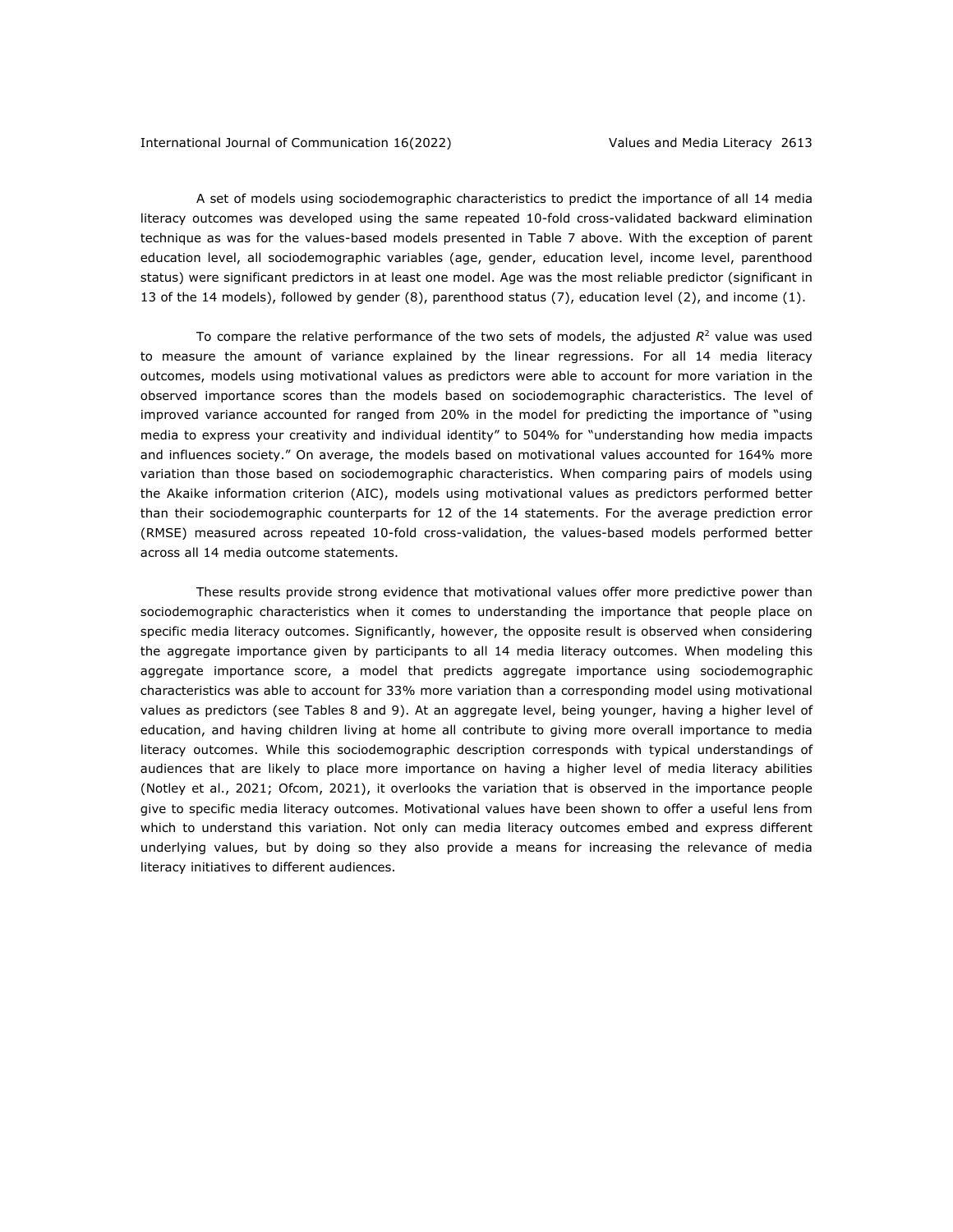A set of models using sociodemographic characteristics to predict the importance of all 14 media literacy outcomes was developed using the same repeated 10-fold cross-validated backward elimination technique as was for the values-based models presented in Table 7 above. With the exception of parent education level, all sociodemographic variables (age, gender, education level, income level, parenthood status) were significant predictors in at least one model. Age was the most reliable predictor (significant in 13 of the 14 models), followed by gender (8), parenthood status (7), education level (2), and income (1).

To compare the relative performance of the two sets of models, the adjusted $R^2$ value was used to measure the amount of variance explained by the linear regressions. For all 14 media literacy outcomes, models using motivational values as predictors were able to account for more variation in the observed importance scores than the models based on sociodemographic characteristics. The level of improved variance accounted for ranged from 20% in the model for predicting the importance of "using media to express your creativity and individual identity" to 504% for "understanding how media impacts and influences society." On average, the models based on motivational values accounted for 164% more variation than those based on sociodemographic characteristics. When comparing pairs of models using the Akaike information criterion (AIC), models using motivational values as predictors performed better than their sociodemographic counterparts for 12 of the 14 statements. For the average prediction error (RMSE) measured across repeated 10-fold cross-validation, the values-based models performed better across all 14 media outcome statements.

These results provide strong evidence that motivational values offer more predictive power than sociodemographic characteristics when it comes to understanding the importance that people place on specific media literacy outcomes. Significantly, however, the opposite result is observed when considering the aggregate importance given by participants to all 14 media literacy outcomes. When modeling this aggregate importance score, a model that predicts aggregate importance using sociodemographic characteristics was able to account for 33% more variation than a corresponding model using motivational values as predictors (see Tables 8 and 9). At an aggregate level, being younger, having a higher level of education, and having children living at home all contribute to giving more overall importance to media literacy outcomes. While this sociodemographic description corresponds with typical understandings of audiences that are likely to place more importance on having a higher level of media literacy abilities (Notley et al., 2021; Ofcom, 2021), it overlooks the variation that is observed in the importance people give to specific media literacy outcomes. Motivational values have been shown to offer a useful lens from which to understand this variation. Not only can media literacy outcomes embed and express different underlying values, but by doing so they also provide a means for increasing the relevance of media literacy initiatives to different audiences.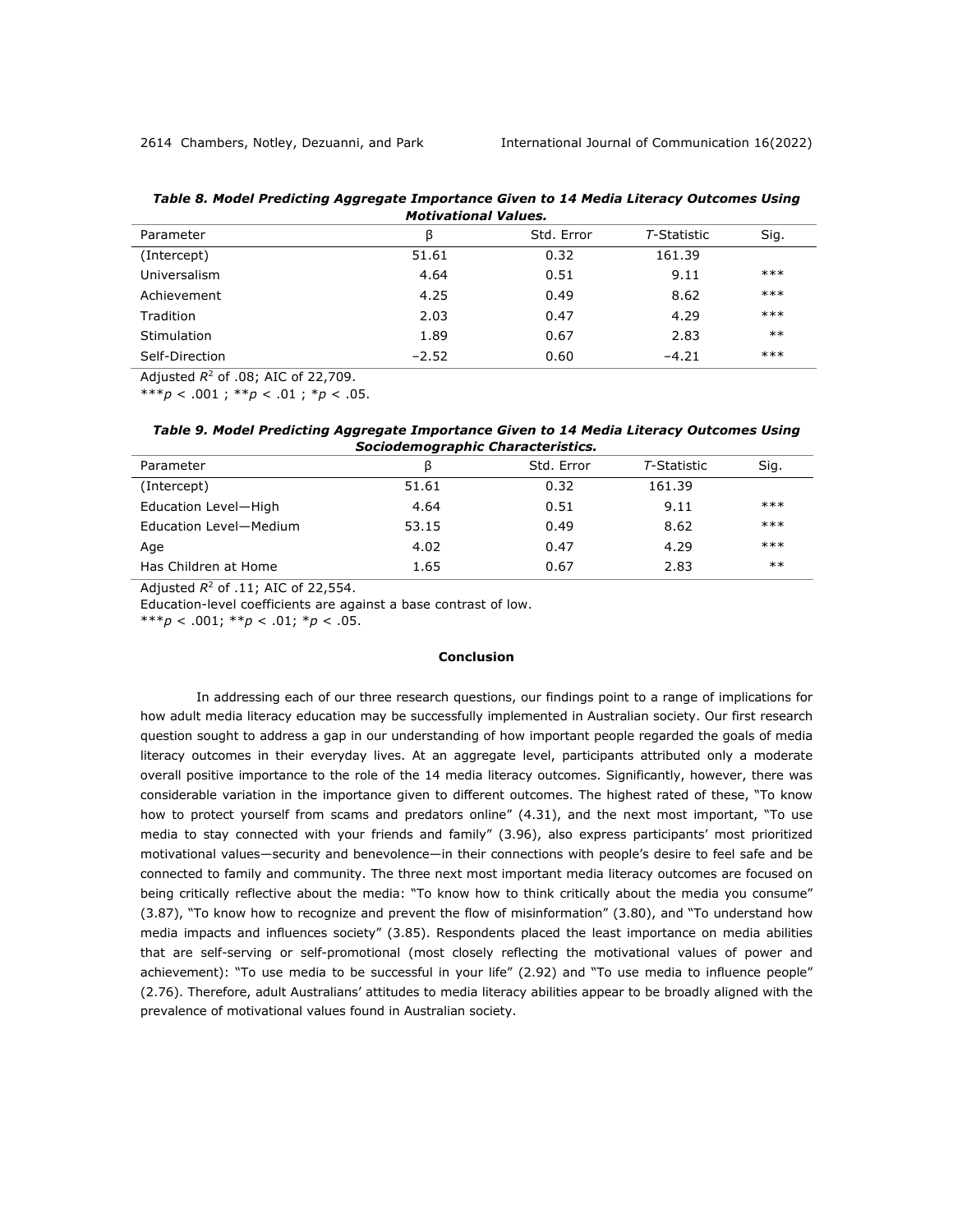**Table 8. Model Predicting Aggregate Importance Given to 14 Media Literacy Outcomes Using Motivational Values.**

| Parameter | β | Std. Error | *T*-Statistic | Sig. |
|---|---|---|---|---|
| (Intercept) | 51.61 | 0.32 | 161.39 | |
| Universalism | 4.64 | 0.51 | 9.11 | *** |
| Achievement | 4.25 | 0.49 | 8.62 | *** |
| Tradition | 2.03 | 0.47 | 4.29 | *** |
| Stimulation | 1.89 | 0.67 | 2.83 | ** |
| Self-Direction | −2.52 | 0.60 | −4.21 | *** |

Adjusted $R^2$ of .08; AIC of 22,709.

****p* < .001 ; ***p* < .01 ; **p* < .05.

**Table 9. Model Predicting Aggregate Importance Given to 14 Media Literacy Outcomes Using Sociodemographic Characteristics.**

| Parameter | β | Std. Error | *T*-Statistic | Sig. |
|---|---|---|---|---|
| (Intercept) | 51.61 | 0.32 | 161.39 | |
| Education Level—High | 4.64 | 0.51 | 9.11 | *** |
| Education Level—Medium | 53.15 | 0.49 | 8.62 | *** |
| Age | 4.02 | 0.47 | 4.29 | *** |
| Has Children at Home | 1.65 | 0.67 | 2.83 | ** |

Adjusted $R^2$ of .11; AIC of 22,554.

Education-level coefficients are against a base contrast of low.

****p* < .001; ***p* < .01; **p* < .05.

## Conclusion

In addressing each of our three research questions, our findings point to a range of implications for how adult media literacy education may be successfully implemented in Australian society. Our first research question sought to address a gap in our understanding of how important people regarded the goals of media literacy outcomes in their everyday lives. At an aggregate level, participants attributed only a moderate overall positive importance to the role of the 14 media literacy outcomes. Significantly, however, there was considerable variation in the importance given to different outcomes. The highest rated of these, "To know how to protect yourself from scams and predators online" (4.31), and the next most important, "To use media to stay connected with your friends and family" (3.96), also express participants' most prioritized motivational values—security and benevolence—in their connections with people's desire to feel safe and be connected to family and community. The three next most important media literacy outcomes are focused on being critically reflective about the media: "To know how to think critically about the media you consume" (3.87), "To know how to recognize and prevent the flow of misinformation" (3.80), and "To understand how media impacts and influences society" (3.85). Respondents placed the least importance on media abilities that are self-serving or self-promotional (most closely reflecting the motivational values of power and achievement): "To use media to be successful in your life" (2.92) and "To use media to influence people" (2.76). Therefore, adult Australians' attitudes to media literacy abilities appear to be broadly aligned with the prevalence of motivational values found in Australian society.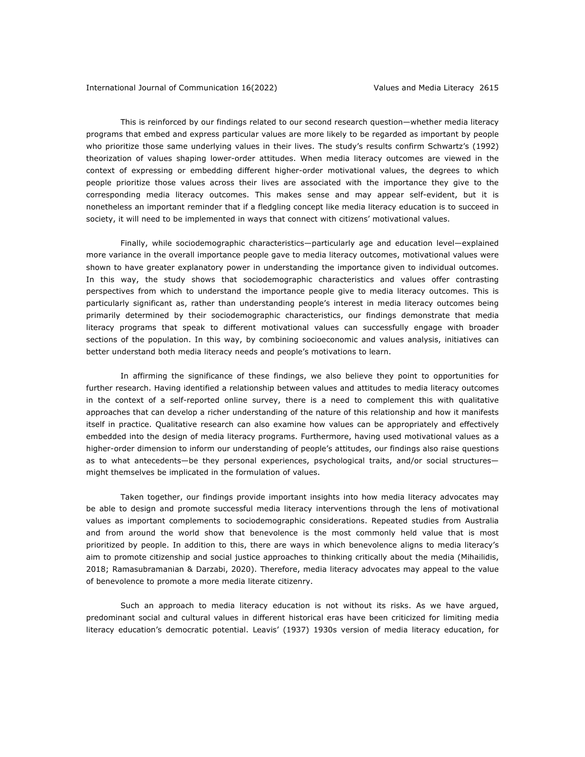This is reinforced by our findings related to our second research question—whether media literacy programs that embed and express particular values are more likely to be regarded as important by people who prioritize those same underlying values in their lives. The study's results confirm Schwartz's (1992) theorization of values shaping lower-order attitudes. When media literacy outcomes are viewed in the context of expressing or embedding different higher-order motivational values, the degrees to which people prioritize those values across their lives are associated with the importance they give to the corresponding media literacy outcomes. This makes sense and may appear self-evident, but it is nonetheless an important reminder that if a fledgling concept like media literacy education is to succeed in society, it will need to be implemented in ways that connect with citizens' motivational values.

Finally, while sociodemographic characteristics—particularly age and education level—explained more variance in the overall importance people gave to media literacy outcomes, motivational values were shown to have greater explanatory power in understanding the importance given to individual outcomes. In this way, the study shows that sociodemographic characteristics and values offer contrasting perspectives from which to understand the importance people give to media literacy outcomes. This is particularly significant as, rather than understanding people's interest in media literacy outcomes being primarily determined by their sociodemographic characteristics, our findings demonstrate that media literacy programs that speak to different motivational values can successfully engage with broader sections of the population. In this way, by combining socioeconomic and values analysis, initiatives can better understand both media literacy needs and people's motivations to learn.

In affirming the significance of these findings, we also believe they point to opportunities for further research. Having identified a relationship between values and attitudes to media literacy outcomes in the context of a self-reported online survey, there is a need to complement this with qualitative approaches that can develop a richer understanding of the nature of this relationship and how it manifests itself in practice. Qualitative research can also examine how values can be appropriately and effectively embedded into the design of media literacy programs. Furthermore, having used motivational values as a higher-order dimension to inform our understanding of people's attitudes, our findings also raise questions as to what antecedents—be they personal experiences, psychological traits, and/or social structures—might themselves be implicated in the formulation of values.

Taken together, our findings provide important insights into how media literacy advocates may be able to design and promote successful media literacy interventions through the lens of motivational values as important complements to sociodemographic considerations. Repeated studies from Australia and from around the world show that benevolence is the most commonly held value that is most prioritized by people. In addition to this, there are ways in which benevolence aligns to media literacy's aim to promote citizenship and social justice approaches to thinking critically about the media (Mihailidis, 2018; Ramasubramanian & Darzabi, 2020). Therefore, media literacy advocates may appeal to the value of benevolence to promote a more media literate citizenry.

Such an approach to media literacy education is not without its risks. As we have argued, predominant social and cultural values in different historical eras have been criticized for limiting media literacy education's democratic potential. Leavis' (1937) 1930s version of media literacy education, for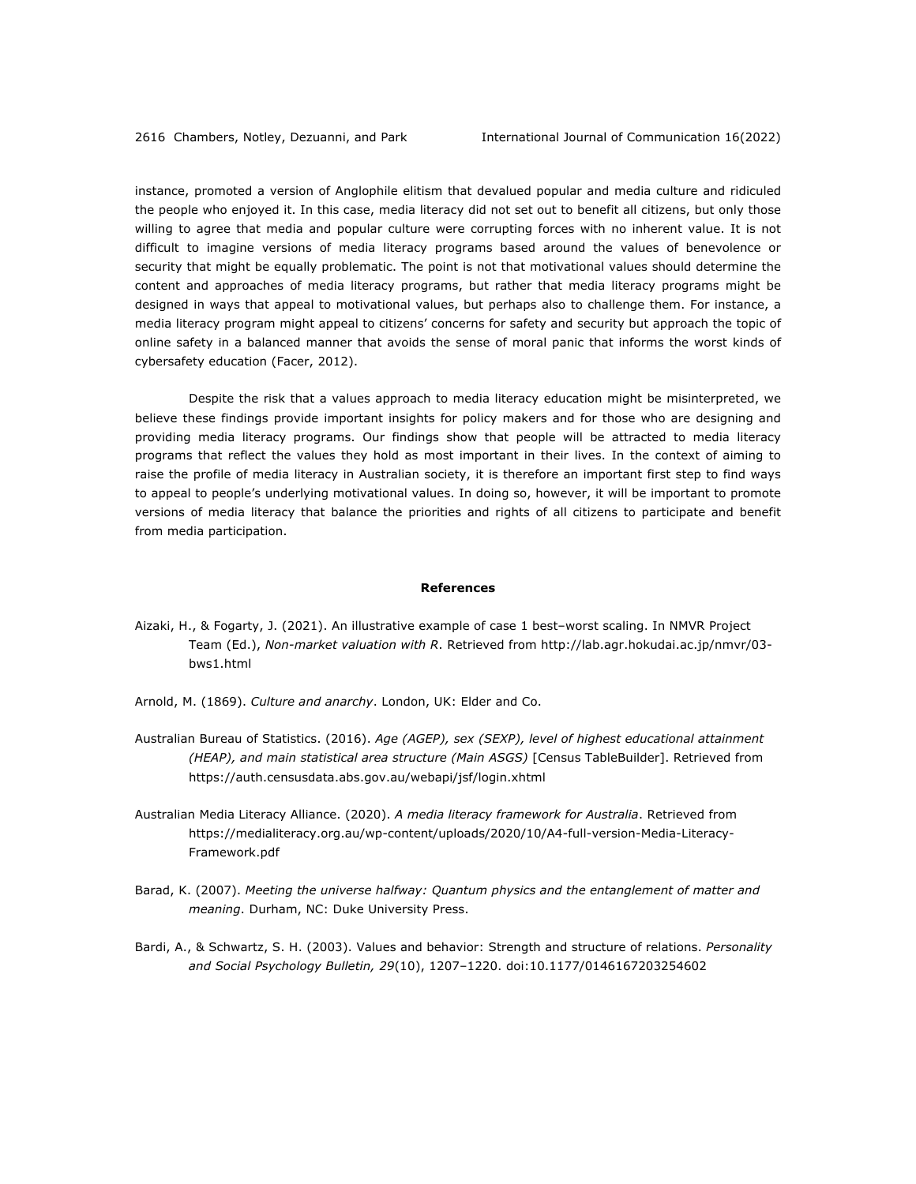instance, promoted a version of Anglophile elitism that devalued popular and media culture and ridiculed the people who enjoyed it. In this case, media literacy did not set out to benefit all citizens, but only those willing to agree that media and popular culture were corrupting forces with no inherent value. It is not difficult to imagine versions of media literacy programs based around the values of benevolence or security that might be equally problematic. The point is not that motivational values should determine the content and approaches of media literacy programs, but rather that media literacy programs might be designed in ways that appeal to motivational values, but perhaps also to challenge them. For instance, a media literacy program might appeal to citizens' concerns for safety and security but approach the topic of online safety in a balanced manner that avoids the sense of moral panic that informs the worst kinds of cybersafety education (Facer, 2012).

Despite the risk that a values approach to media literacy education might be misinterpreted, we believe these findings provide important insights for policy makers and for those who are designing and providing media literacy programs. Our findings show that people will be attracted to media literacy programs that reflect the values they hold as most important in their lives. In the context of aiming to raise the profile of media literacy in Australian society, it is therefore an important first step to find ways to appeal to people's underlying motivational values. In doing so, however, it will be important to promote versions of media literacy that balance the priorities and rights of all citizens to participate and benefit from media participation.

## References

Aizaki, H., & Fogarty, J. (2021). An illustrative example of case 1 best–worst scaling. In NMVR Project Team (Ed.), *Non-market valuation with R*. Retrieved from http://lab.agr.hokudai.ac.jp/nmvr/03-bws1.html

Arnold, M. (1869). *Culture and anarchy*. London, UK: Elder and Co.

Australian Bureau of Statistics. (2016). *Age (AGEP), sex (SEXP), level of highest educational attainment (HEAP), and main statistical area structure (Main ASGS)* [Census TableBuilder]. Retrieved from https://auth.censusdata.abs.gov.au/webapi/jsf/login.xhtml

Australian Media Literacy Alliance. (2020). *A media literacy framework for Australia*. Retrieved from https://medialiteracy.org.au/wp-content/uploads/2020/10/A4-full-version-Media-Literacy-Framework.pdf

Barad, K. (2007). *Meeting the universe halfway: Quantum physics and the entanglement of matter and meaning*. Durham, NC: Duke University Press.

Bardi, A., & Schwartz, S. H. (2003). Values and behavior: Strength and structure of relations. *Personality and Social Psychology Bulletin, 29*(10), 1207–1220. doi:10.1177/0146167203254602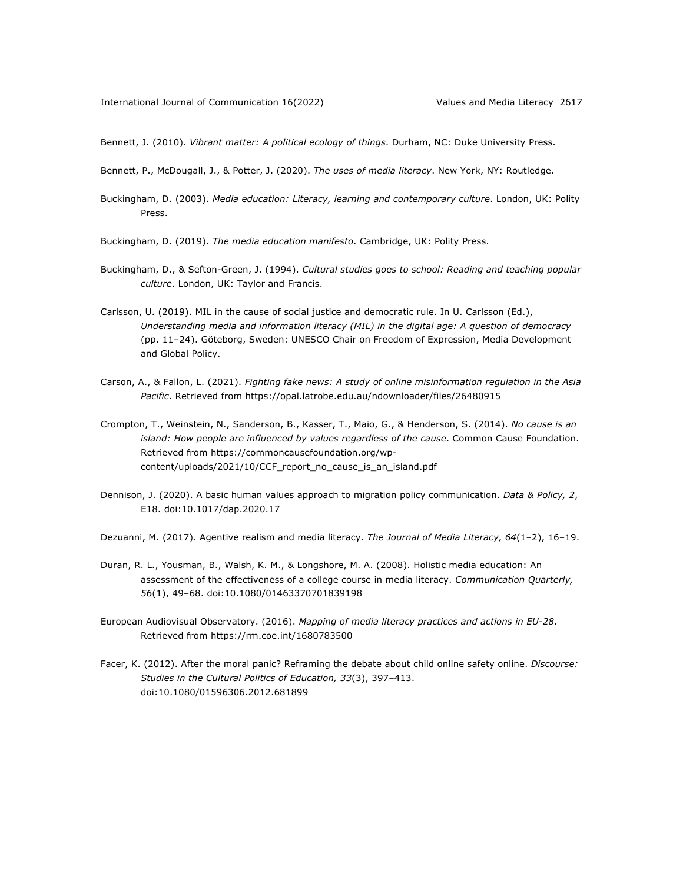Bennett, J. (2010). *Vibrant matter: A political ecology of things*. Durham, NC: Duke University Press.

Bennett, P., McDougall, J., & Potter, J. (2020). *The uses of media literacy*. New York, NY: Routledge.

Buckingham, D. (2003). *Media education: Literacy, learning and contemporary culture*. London, UK: Polity Press.

Buckingham, D. (2019). *The media education manifesto*. Cambridge, UK: Polity Press.

Buckingham, D., & Sefton-Green, J. (1994). *Cultural studies goes to school: Reading and teaching popular culture*. London, UK: Taylor and Francis.

Carlsson, U. (2019). MIL in the cause of social justice and democratic rule. In U. Carlsson (Ed.), *Understanding media and information literacy (MIL) in the digital age: A question of democracy* (pp. 11–24). Göteborg, Sweden: UNESCO Chair on Freedom of Expression, Media Development and Global Policy.

Carson, A., & Fallon, L. (2021). *Fighting fake news: A study of online misinformation regulation in the Asia Pacific*. Retrieved from https://opal.latrobe.edu.au/ndownloader/files/26480915

Crompton, T., Weinstein, N., Sanderson, B., Kasser, T., Maio, G., & Henderson, S. (2014). *No cause is an island: How people are influenced by values regardless of the cause*. Common Cause Foundation. Retrieved from https://commoncausefoundation.org/wp-content/uploads/2021/10/CCF_report_no_cause_is_an_island.pdf

Dennison, J. (2020). A basic human values approach to migration policy communication. *Data & Policy, 2*, E18. doi:10.1017/dap.2020.17

Dezuanni, M. (2017). Agentive realism and media literacy. *The Journal of Media Literacy, 64*(1–2), 16–19.

Duran, R. L., Yousman, B., Walsh, K. M., & Longshore, M. A. (2008). Holistic media education: An assessment of the effectiveness of a college course in media literacy. *Communication Quarterly, 56*(1), 49–68. doi:10.1080/01463370701839198

European Audiovisual Observatory. (2016). *Mapping of media literacy practices and actions in EU-28*. Retrieved from https://rm.coe.int/1680783500

Facer, K. (2012). After the moral panic? Reframing the debate about child online safety online. *Discourse: Studies in the Cultural Politics of Education, 33*(3), 397–413. doi:10.1080/01596306.2012.681899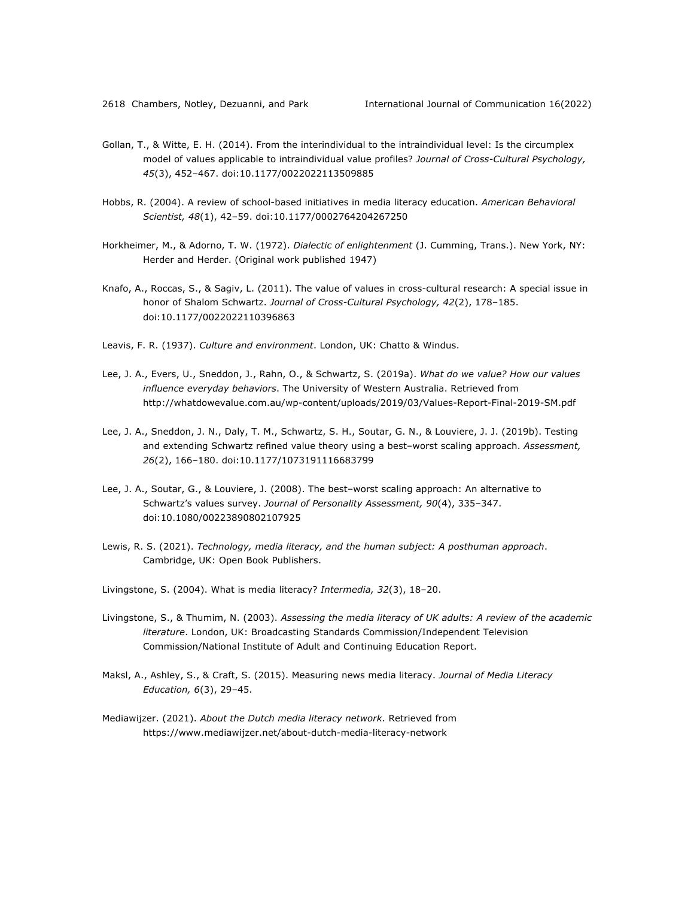Gollan, T., & Witte, E. H. (2014). From the interindividual to the intraindividual level: Is the circumplex model of values applicable to intraindividual value profiles? *Journal of Cross-Cultural Psychology, 45*(3), 452–467. doi:10.1177/0022022113509885

Hobbs, R. (2004). A review of school-based initiatives in media literacy education. *American Behavioral Scientist, 48*(1), 42–59. doi:10.1177/0002764204267250

Horkheimer, M., & Adorno, T. W. (1972). *Dialectic of enlightenment* (J. Cumming, Trans.). New York, NY: Herder and Herder. (Original work published 1947)

Knafo, A., Roccas, S., & Sagiv, L. (2011). The value of values in cross-cultural research: A special issue in honor of Shalom Schwartz. *Journal of Cross-Cultural Psychology, 42*(2), 178–185. doi:10.1177/0022022110396863

Leavis, F. R. (1937). *Culture and environment*. London, UK: Chatto & Windus.

Lee, J. A., Evers, U., Sneddon, J., Rahn, O., & Schwartz, S. (2019a). *What do we value? How our values influence everyday behaviors*. The University of Western Australia. Retrieved from http://whatdowevalue.com.au/wp-content/uploads/2019/03/Values-Report-Final-2019-SM.pdf

Lee, J. A., Sneddon, J. N., Daly, T. M., Schwartz, S. H., Soutar, G. N., & Louviere, J. J. (2019b). Testing and extending Schwartz refined value theory using a best–worst scaling approach. *Assessment, 26*(2), 166–180. doi:10.1177/1073191116683799

Lee, J. A., Soutar, G., & Louviere, J. (2008). The best–worst scaling approach: An alternative to Schwartz's values survey. *Journal of Personality Assessment, 90*(4), 335–347. doi:10.1080/00223890802107925

Lewis, R. S. (2021). *Technology, media literacy, and the human subject: A posthuman approach*. Cambridge, UK: Open Book Publishers.

Livingstone, S. (2004). What is media literacy? *Intermedia, 32*(3), 18–20.

Livingstone, S., & Thumim, N. (2003). *Assessing the media literacy of UK adults: A review of the academic literature*. London, UK: Broadcasting Standards Commission/Independent Television Commission/National Institute of Adult and Continuing Education Report.

Maksl, A., Ashley, S., & Craft, S. (2015). Measuring news media literacy. *Journal of Media Literacy Education, 6*(3), 29–45.

Mediawijzer. (2021). *About the Dutch media literacy network*. Retrieved from https://www.mediawijzer.net/about-dutch-media-literacy-network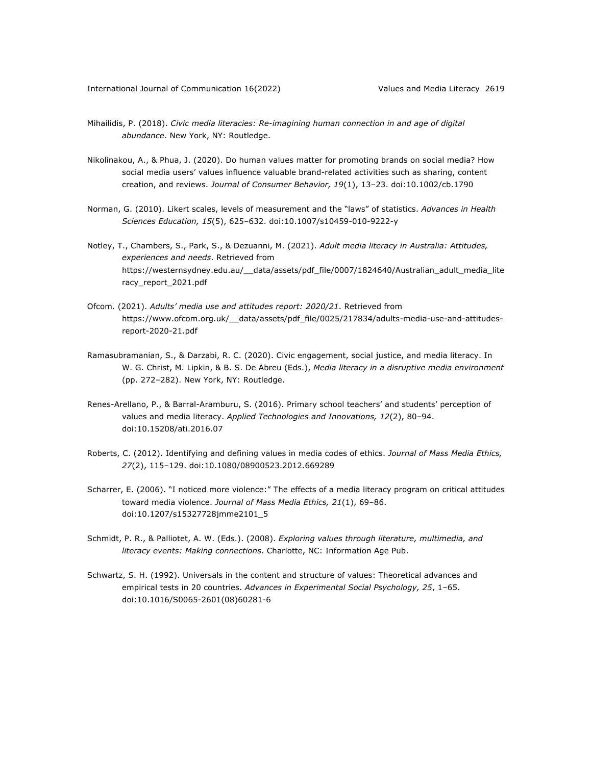Mihailidis, P. (2018). *Civic media literacies: Re-imagining human connection in and age of digital abundance*. New York, NY: Routledge.

Nikolinakou, A., & Phua, J. (2020). Do human values matter for promoting brands on social media? How social media users' values influence valuable brand-related activities such as sharing, content creation, and reviews. *Journal of Consumer Behavior, 19*(1), 13–23. doi:10.1002/cb.1790

Norman, G. (2010). Likert scales, levels of measurement and the "laws" of statistics. *Advances in Health Sciences Education, 15*(5), 625–632. doi:10.1007/s10459-010-9222-y

Notley, T., Chambers, S., Park, S., & Dezuanni, M. (2021). *Adult media literacy in Australia: Attitudes, experiences and needs*. Retrieved from https://westernsydney.edu.au/__data/assets/pdf_file/0007/1824640/Australian_adult_media_literacy_report_2021.pdf

Ofcom. (2021). *Adults' media use and attitudes report: 2020/21*. Retrieved from https://www.ofcom.org.uk/__data/assets/pdf_file/0025/217834/adults-media-use-and-attitudes-report-2020-21.pdf

Ramasubramanian, S., & Darzabi, R. C. (2020). Civic engagement, social justice, and media literacy. In W. G. Christ, M. Lipkin, & B. S. De Abreu (Eds.), *Media literacy in a disruptive media environment* (pp. 272–282). New York, NY: Routledge.

Renes-Arellano, P., & Barral-Aramburu, S. (2016). Primary school teachers' and students' perception of values and media literacy. *Applied Technologies and Innovations, 12*(2), 80–94. doi:10.15208/ati.2016.07

Roberts, C. (2012). Identifying and defining values in media codes of ethics. *Journal of Mass Media Ethics, 27*(2), 115–129. doi:10.1080/08900523.2012.669289

Scharrer, E. (2006). "I noticed more violence:" The effects of a media literacy program on critical attitudes toward media violence. *Journal of Mass Media Ethics, 21*(1), 69–86. doi:10.1207/s15327728jmme2101_5

Schmidt, P. R., & Palliotet, A. W. (Eds.). (2008). *Exploring values through literature, multimedia, and literacy events: Making connections*. Charlotte, NC: Information Age Pub.

Schwartz, S. H. (1992). Universals in the content and structure of values: Theoretical advances and empirical tests in 20 countries. *Advances in Experimental Social Psychology, 25*, 1–65. doi:10.1016/S0065-2601(08)60281-6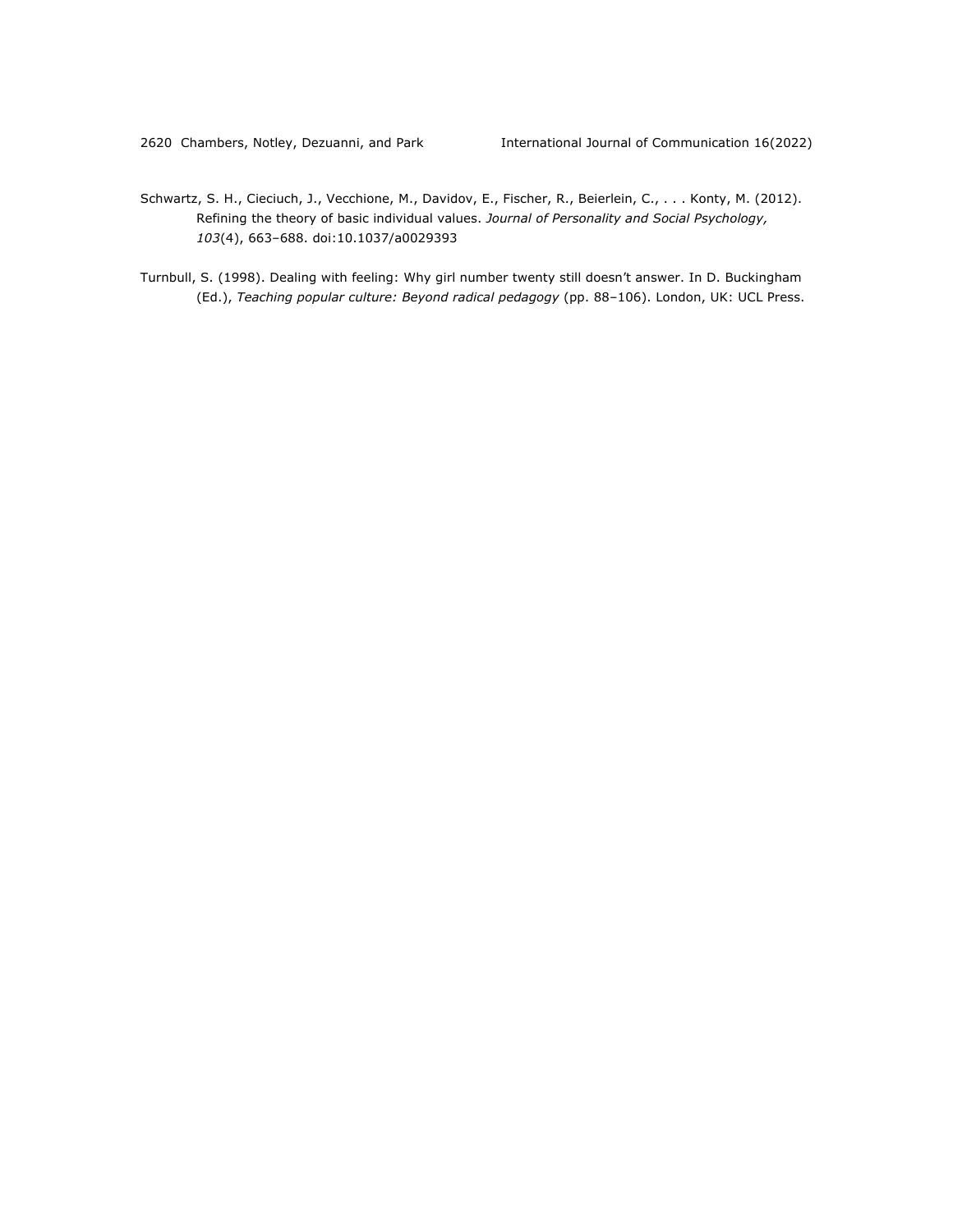Schwartz, S. H., Cieciuch, J., Vecchione, M., Davidov, E., Fischer, R., Beierlein, C., . . . Konty, M. (2012). Refining the theory of basic individual values. *Journal of Personality and Social Psychology, 103*(4), 663–688. doi:10.1037/a0029393

Turnbull, S. (1998). Dealing with feeling: Why girl number twenty still doesn't answer. In D. Buckingham (Ed.), *Teaching popular culture: Beyond radical pedagogy* (pp. 88–106). London, UK: UCL Press.